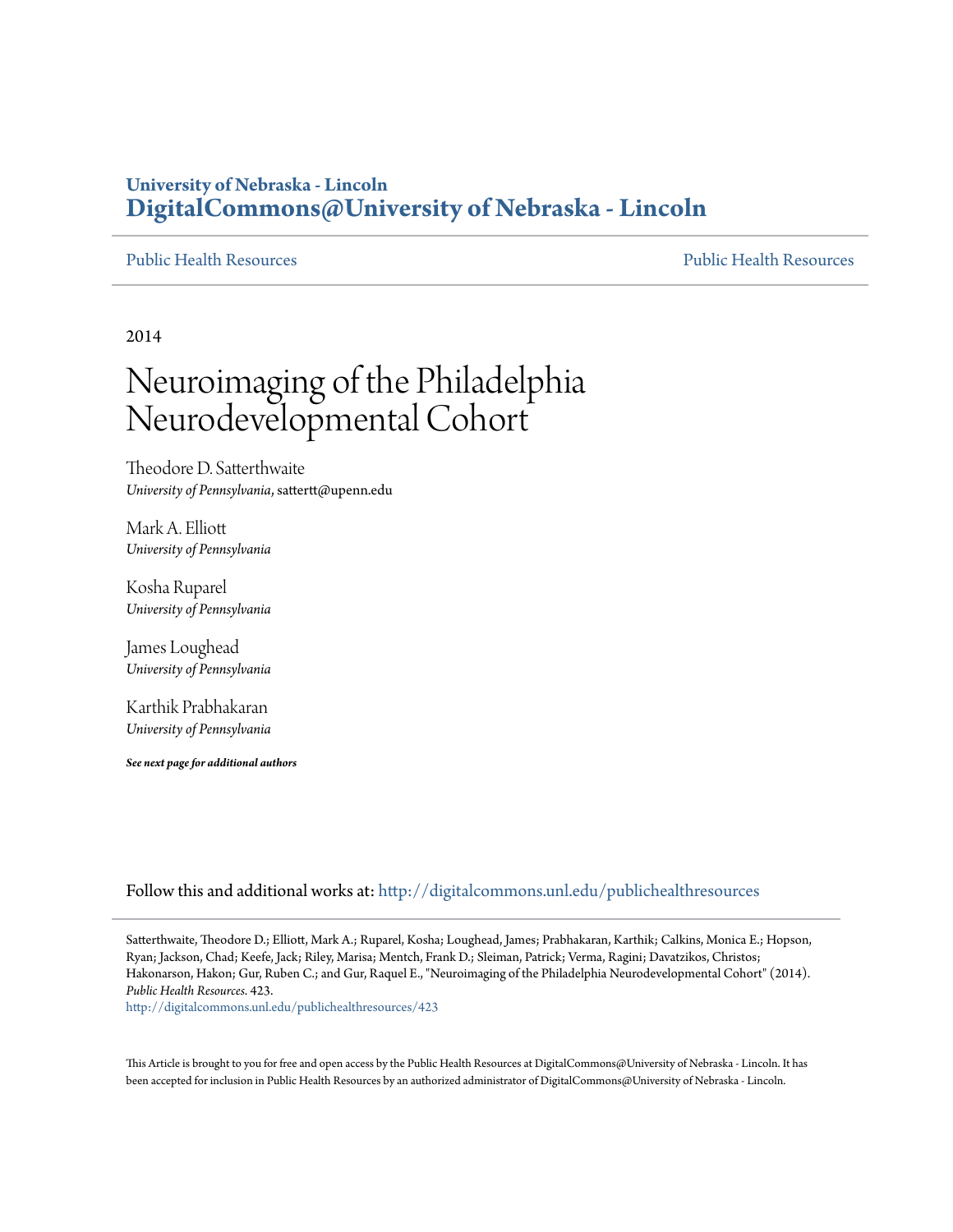**University of Nebraska - Lincoln**
**DigitalCommons@University of Nebraska - Lincoln**

Public Health Resources | Public Health Resources

2014

# Neuroimaging of the Philadelphia Neurodevelopmental Cohort

Theodore D. Satterthwaite
*University of Pennsylvania*, satterth@upenn.edu

Mark A. Elliott
*University of Pennsylvania*

Kosha Ruparel
*University of Pennsylvania*

James Loughead
*University of Pennsylvania*

Karthik Prabhakaran
*University of Pennsylvania*

***See next page for additional authors***

Follow this and additional works at: http://digitalcommons.unl.edu/publichealthresources

Satterthwaite, Theodore D.; Elliott, Mark A.; Ruparel, Kosha; Loughead, James; Prabhakaran, Karthik; Calkins, Monica E.; Hopson, Ryan; Jackson, Chad; Keefe, Jack; Riley, Marisa; Mentch, Frank D.; Sleiman, Patrick; Verma, Ragini; Davatzikos, Christos; Hakonarson, Hakon; Gur, Ruben C.; and Gur, Raquel E., "Neuroimaging of the Philadelphia Neurodevelopmental Cohort" (2014). *Public Health Resources*. 423.
http://digitalcommons.unl.edu/publichealthresources/423

This Article is brought to you for free and open access by the Public Health Resources at DigitalCommons@University of Nebraska - Lincoln. It has been accepted for inclusion in Public Health Resources by an authorized administrator of DigitalCommons@University of Nebraska - Lincoln.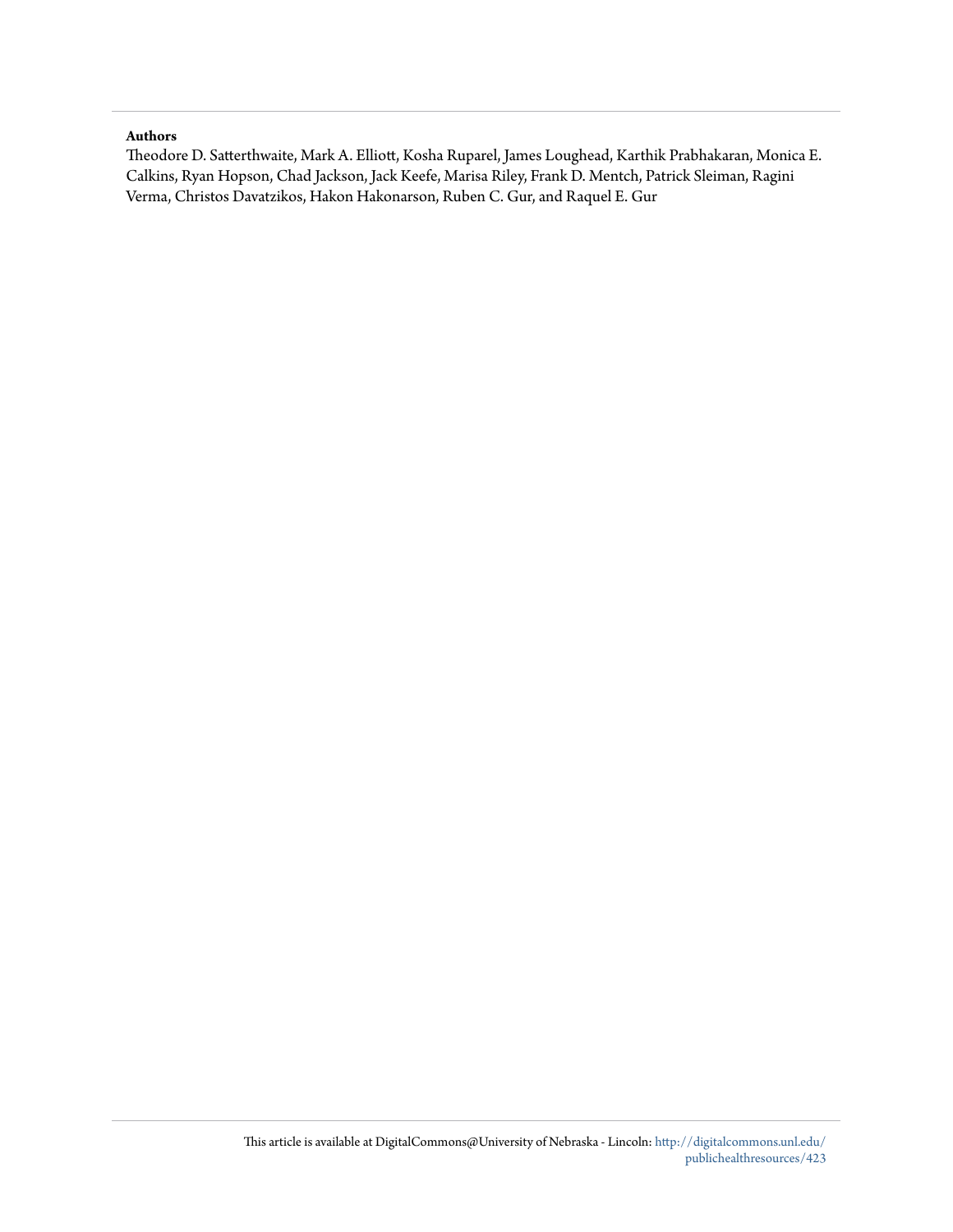**Authors**

Theodore D. Satterthwaite, Mark A. Elliott, Kosha Ruparel, James Loughead, Karthik Prabhakaran, Monica E. Calkins, Ryan Hopson, Chad Jackson, Jack Keefe, Marisa Riley, Frank D. Mentch, Patrick Sleiman, Ragini Verma, Christos Davatzikos, Hakon Hakonarson, Ruben C. Gur, and Raquel E. Gur

This article is available at DigitalCommons@University of Nebraska - Lincoln: http://digitalcommons.unl.edu/publichealthresources/423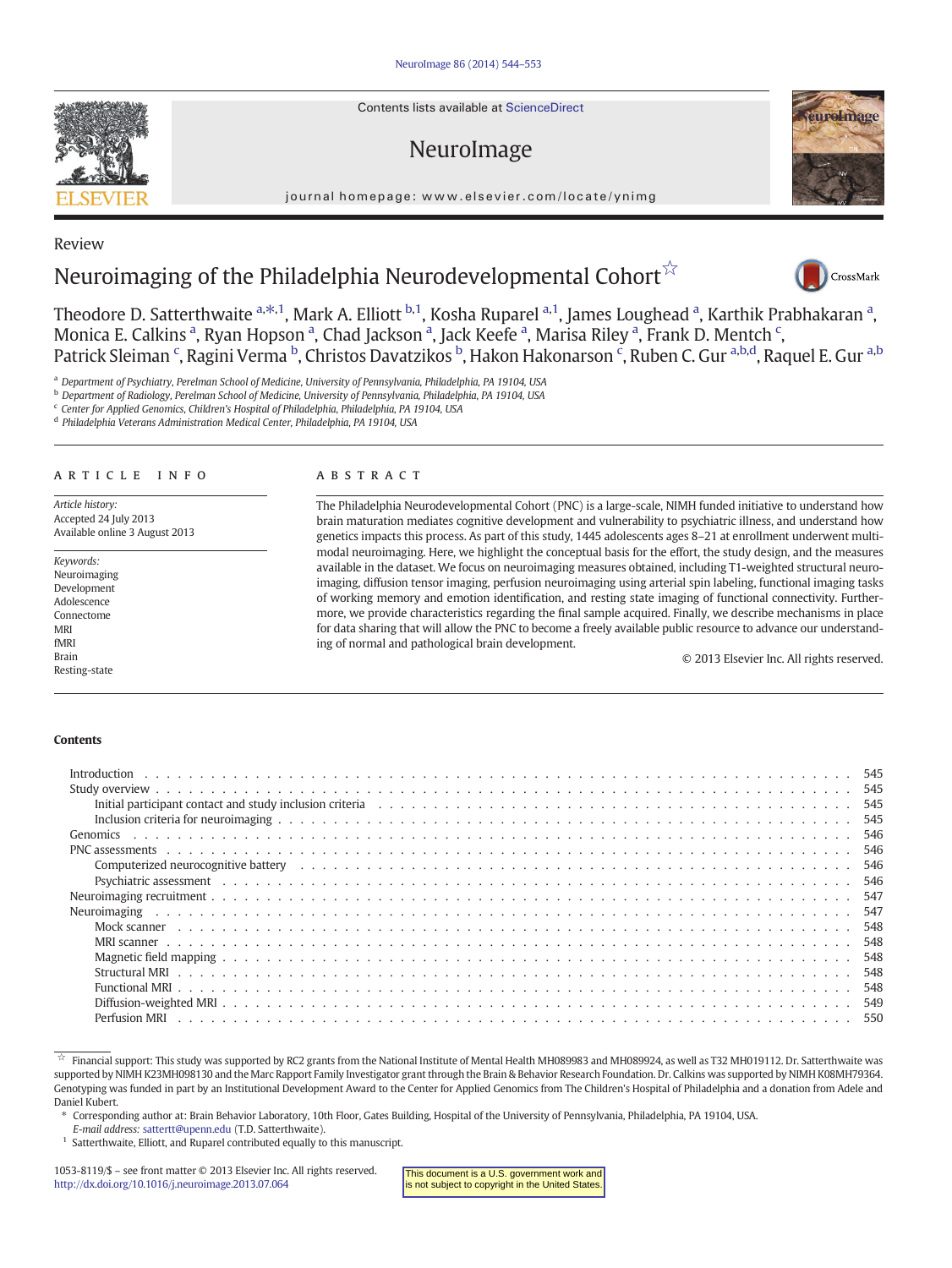Review

# Neuroimaging of the Philadelphia Neurodevelopmental Cohort ☆

Theodore D. Satterthwaite [a,*,1], Mark A. Elliott [b,1], Kosha Ruparel [a,1], James Loughead [a], Karthik Prabhakaran [a], Monica E. Calkins [a], Ryan Hopson [a], Chad Jackson [a], Jack Keefe [a], Marisa Riley [a], Frank D. Mentch [c], Patrick Sleiman [c], Ragini Verma [b], Christos Davatzikos [b], Hakon Hakonarson [c], Ruben C. Gur [a,b,d], Raquel E. Gur [a,b]

[a] Department of Psychiatry, Perelman School of Medicine, University of Pennsylvania, Philadelphia, PA 19104, USA
[b] Department of Radiology, Perelman School of Medicine, University of Pennsylvania, Philadelphia, PA 19104, USA
[c] Center for Applied Genomics, Children's Hospital of Philadelphia, Philadelphia, PA 19104, USA
[d] Philadelphia Veterans Administration Medical Center, Philadelphia, PA 19104, USA

## ARTICLE INFO

*Article history:*
Accepted 24 July 2013
Available online 3 August 2013

*Keywords:*
Neuroimaging
Development
Adolescence
Connectome
MRI
fMRI
Brain
Resting-state

## ABSTRACT

The Philadelphia Neurodevelopmental Cohort (PNC) is a large-scale, NIMH funded initiative to understand how brain maturation mediates cognitive development and vulnerability to psychiatric illness, and understand how genetics impacts this process. As part of this study, 1445 adolescents ages 8–21 at enrollment underwent multimodal neuroimaging. Here, we highlight the conceptual basis for the effort, the study design, and the measures available in the dataset. We focus on neuroimaging measures obtained, including T1-weighted structural neuroimaging, diffusion tensor imaging, perfusion neuroimaging using arterial spin labeling, functional imaging tasks of working memory and emotion identification, and resting state imaging of functional connectivity. Furthermore, we provide characteristics regarding the final sample acquired. Finally, we describe mechanisms in place for data sharing that will allow the PNC to become a freely available public resource to advance our understanding of normal and pathological brain development.

© 2013 Elsevier Inc. All rights reserved.

## Contents

- Introduction . . . 545
- Study overview . . . 545
  - Initial participant contact and study inclusion criteria . . . 545
  - Inclusion criteria for neuroimaging . . . 545
- Genomics . . . 546
- PNC assessments . . . 546
  - Computerized neurocognitive battery . . . 546
  - Psychiatric assessment . . . 546
- Neuroimaging recruitment . . . 547
- Neuroimaging . . . 547
  - Mock scanner . . . 548
  - MRI scanner . . . 548
  - Magnetic field mapping . . . 548
  - Structural MRI . . . 548
  - Functional MRI . . . 548
  - Diffusion-weighted MRI . . . 549
  - Perfusion MRI . . . 550

☆ Financial support: This study was supported by RC2 grants from the National Institute of Mental Health MH089983 and MH089924, as well as T32 MH019112. Dr. Satterthwaite was supported by NIMH K23MH098130 and the Marc Rapport Family Investigator grant through the Brain & Behavior Research Foundation. Dr. Calkins was supported by NIMH K08MH79364. Genotyping was funded in part by an Institutional Development Award to the Center for Applied Genomics from The Children's Hospital of Philadelphia and a donation from Adele and Daniel Kubert.

\* Corresponding author at: Brain Behavior Laboratory, 10th Floor, Gates Building, Hospital of the University of Pennsylvania, Philadelphia, PA 19104, USA.
*E-mail address:* sattertt@upenn.edu (T.D. Satterthwaite).

[1] Satterthwaite, Elliott, and Ruparel contributed equally to this manuscript.

1053-8119/$ – see front matter © 2013 Elsevier Inc. All rights reserved.
http://dx.doi.org/10.1016/j.neuroimage.2013.07.064

This document is a U.S. government work and is not subject to copyright in the United States.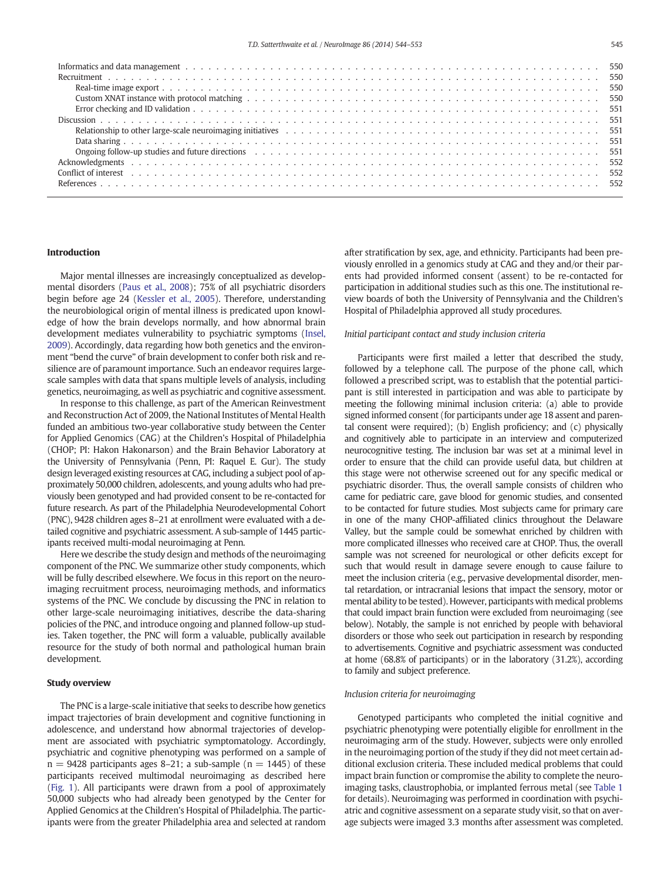| | |
|---|---|
| Informatics and data management | 550 |
| Recruitment | 550 |
| Real-time image export | 550 |
| Custom XNAT instance with protocol matching | 550 |
| Error checking and ID validation | 551 |
| Discussion | 551 |
| Relationship to other large-scale neuroimaging initiatives | 551 |
| Data sharing | 551 |
| Ongoing follow-up studies and future directions | 551 |
| Acknowledgments | 552 |
| Conflict of interest | 552 |
| References | 552 |

## Introduction

Major mental illnesses are increasingly conceptualized as developmental disorders (Paus et al., 2008); 75% of all psychiatric disorders begin before age 24 (Kessler et al., 2005). Therefore, understanding the neurobiological origin of mental illness is predicated upon knowledge of how the brain develops normally, and how abnormal brain development mediates vulnerability to psychiatric symptoms (Insel, 2009). Accordingly, data regarding how both genetics and the environment "bend the curve" of brain development to confer both risk and resilience are of paramount importance. Such an endeavor requires large-scale samples with data that spans multiple levels of analysis, including genetics, neuroimaging, as well as psychiatric and cognitive assessment.

In response to this challenge, as part of the American Reinvestment and Reconstruction Act of 2009, the National Institutes of Mental Health funded an ambitious two-year collaborative study between the Center for Applied Genomics (CAG) at the Children's Hospital of Philadelphia (CHOP; PI: Hakon Hakonarson) and the Brain Behavior Laboratory at the University of Pennsylvania (Penn, PI: Raquel E. Gur). The study design leveraged existing resources at CAG, including a subject pool of approximately 50,000 children, adolescents, and young adults who had previously been genotyped and had provided consent to be re-contacted for future research. As part of the Philadelphia Neurodevelopmental Cohort (PNC), 9428 children ages 8–21 at enrollment were evaluated with a detailed cognitive and psychiatric assessment. A sub-sample of 1445 participants received multi-modal neuroimaging at Penn.

Here we describe the study design and methods of the neuroimaging component of the PNC. We summarize other study components, which will be fully described elsewhere. We focus in this report on the neuroimaging recruitment process, neuroimaging methods, and informatics systems of the PNC. We conclude by discussing the PNC in relation to other large-scale neuroimaging initiatives, describe the data-sharing policies of the PNC, and introduce ongoing and planned follow-up studies. Taken together, the PNC will form a valuable, publically available resource for the study of both normal and pathological human brain development.

## Study overview

The PNC is a large-scale initiative that seeks to describe how genetics impact trajectories of brain development and cognitive functioning in adolescence, and understand how abnormal trajectories of development are associated with psychiatric symptomatology. Accordingly, psychiatric and cognitive phenotyping was performed on a sample of $n = 9428$ participants ages 8–21; a sub-sample ($n = 1445$) of these participants received multimodal neuroimaging as described here (Fig. 1). All participants were drawn from a pool of approximately 50,000 subjects who had already been genotyped by the Center for Applied Genomics at the Children's Hospital of Philadelphia. The participants were from the greater Philadelphia area and selected at random after stratification by sex, age, and ethnicity. Participants had been previously enrolled in a genomics study at CAG and they and/or their parents had provided informed consent (assent) to be re-contacted for participation in additional studies such as this one. The institutional review boards of both the University of Pennsylvania and the Children's Hospital of Philadelphia approved all study procedures.

### *Initial participant contact and study inclusion criteria*

Participants were first mailed a letter that described the study, followed by a telephone call. The purpose of the phone call, which followed a prescribed script, was to establish that the potential participant is still interested in participation and was able to participate by meeting the following minimal inclusion criteria: (a) able to provide signed informed consent (for participants under age 18 assent and parental consent were required); (b) English proficiency; and (c) physically and cognitively able to participate in an interview and computerized neurocognitive testing. The inclusion bar was set at a minimal level in order to ensure that the child can provide useful data, but children at this stage were not otherwise screened out for any specific medical or psychiatric disorder. Thus, the overall sample consists of children who came for pediatric care, gave blood for genomic studies, and consented to be contacted for future studies. Most subjects came for primary care in one of the many CHOP-affiliated clinics throughout the Delaware Valley, but the sample could be somewhat enriched by children with more complicated illnesses who received care at CHOP. Thus, the overall sample was not screened for neurological or other deficits except for such that would result in damage severe enough to cause failure to meet the inclusion criteria (e.g., pervasive developmental disorder, mental retardation, or intracranial lesions that impact the sensory, motor or mental ability to be tested). However, participants with medical problems that could impact brain function were excluded from neuroimaging (see below). Notably, the sample is not enriched by people with behavioral disorders or those who seek out participation in research by responding to advertisements. Cognitive and psychiatric assessment was conducted at home (68.8% of participants) or in the laboratory (31.2%), according to family and subject preference.

### *Inclusion criteria for neuroimaging*

Genotyped participants who completed the initial cognitive and psychiatric phenotyping were potentially eligible for enrollment in the neuroimaging arm of the study. However, subjects were only enrolled in the neuroimaging portion of the study if they did not meet certain additional exclusion criteria. These included medical problems that could impact brain function or compromise the ability to complete the neuroimaging tasks, claustrophobia, or implanted ferrous metal (see Table 1 for details). Neuroimaging was performed in coordination with psychiatric and cognitive assessment on a separate study visit, so that on average subjects were imaged 3.3 months after assessment was completed.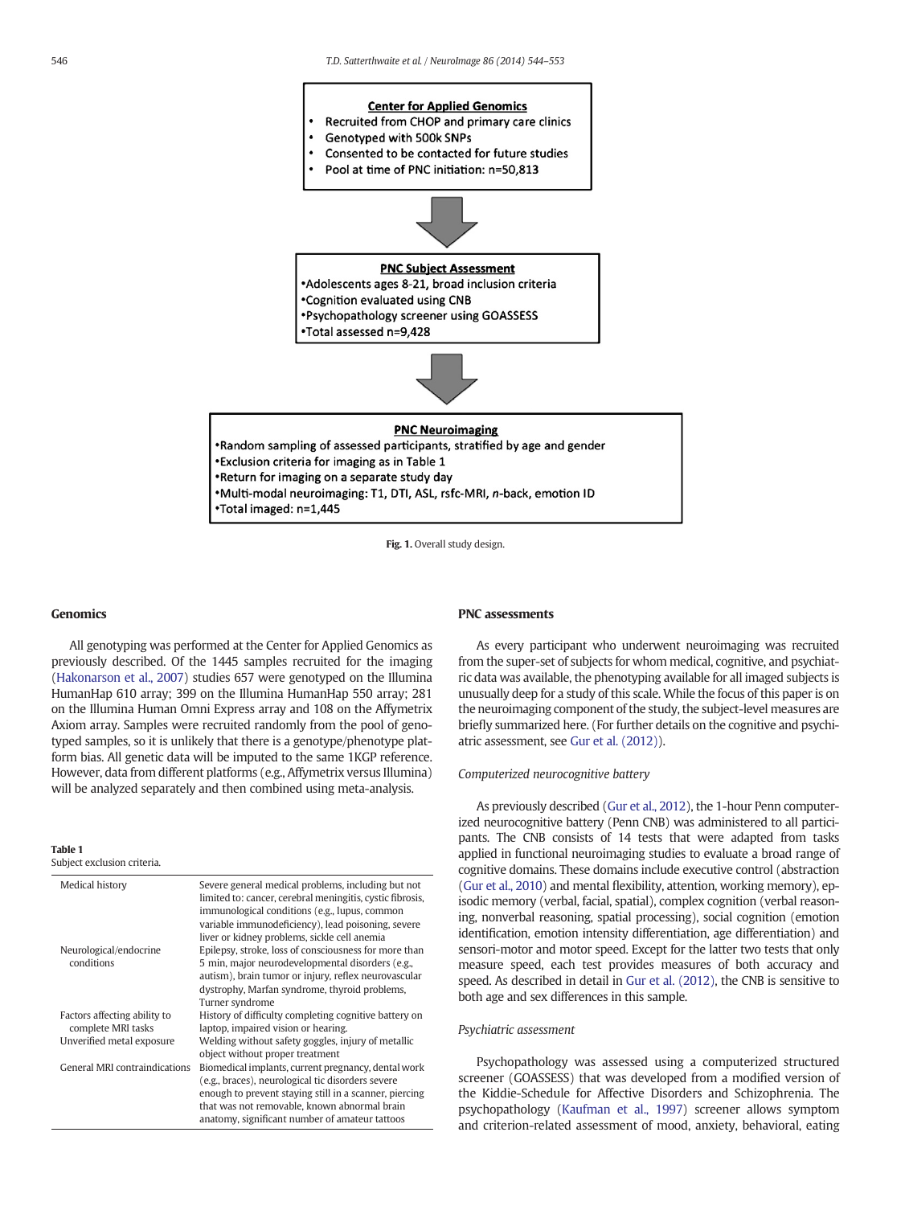**Center for Applied Genomics**
- Recruited from CHOP and primary care clinics
- Genotyped with 500k SNPs
- Consented to be contacted for future studies
- Pool at time of PNC initiation: n=50,813

**PNC Subject Assessment**
- Adolescents ages 8-21, broad inclusion criteria
- Cognition evaluated using CNB
- Psychopathology screener using GOASSESS
- Total assessed n=9,428

**PNC Neuroimaging**
- Random sampling of assessed participants, stratified by age and gender
- Exclusion criteria for imaging as in Table 1
- Return for imaging on a separate study day
- Multi-modal neuroimaging: T1, DTI, ASL, rsfc-MRI, *n*-back, emotion ID
- Total imaged: n=1,445

**Fig. 1.** Overall study design.

### Genomics

All genotyping was performed at the Center for Applied Genomics as previously described. Of the 1445 samples recruited for the imaging (Hakonarson et al., 2007) studies 657 were genotyped on the Illumina HumanHap 610 array; 399 on the Illumina HumanHap 550 array; 281 on the Illumina Human Omni Express array and 108 on the Affymetrix Axiom array. Samples were recruited randomly from the pool of genotyped samples, so it is unlikely that there is a genotype/phenotype platform bias. All genetic data will be imputed to the same 1KGP reference. However, data from different platforms (e.g., Affymetrix versus Illumina) will be analyzed separately and then combined using meta-analysis.

**Table 1**
Subject exclusion criteria.

| | |
|---|---|
| Medical history | Severe general medical problems, including but not limited to: cancer, cerebral meningitis, cystic fibrosis, immunological conditions (e.g., lupus, common variable immunodeficiency), lead poisoning, severe liver or kidney problems, sickle cell anemia |
| Neurological/endocrine conditions | Epilepsy, stroke, loss of consciousness for more than 5 min, major neurodevelopmental disorders (e.g., autism), brain tumor or injury, reflex neurovascular dystrophy, Marfan syndrome, thyroid problems, Turner syndrome |
| Factors affecting ability to complete MRI tasks | History of difficulty completing cognitive battery on laptop, impaired vision or hearing. |
| Unverified metal exposure | Welding without safety goggles, injury of metallic object without proper treatment |
| General MRI contraindications | Biomedical implants, current pregnancy, dental work (e.g., braces), neurological tic disorders severe enough to prevent staying still in a scanner, piercing that was not removable, known abnormal brain anatomy, significant number of amateur tattoos |

### PNC assessments

As every participant who underwent neuroimaging was recruited from the super-set of subjects for whom medical, cognitive, and psychiatric data was available, the phenotyping available for all imaged subjects is unusually deep for a study of this scale. While the focus of this paper is on the neuroimaging component of the study, the subject-level measures are briefly summarized here. (For further details on the cognitive and psychiatric assessment, see Gur et al. (2012)).

#### *Computerized neurocognitive battery*

As previously described (Gur et al., 2012), the 1-hour Penn computerized neurocognitive battery (Penn CNB) was administered to all participants. The CNB consists of 14 tests that were adapted from tasks applied in functional neuroimaging studies to evaluate a broad range of cognitive domains. These domains include executive control (abstraction (Gur et al., 2010) and mental flexibility, attention, working memory), episodic memory (verbal, facial, spatial), complex cognition (verbal reasoning, nonverbal reasoning, spatial processing), social cognition (emotion identification, emotion intensity differentiation, age differentiation) and sensori-motor and motor speed. Except for the latter two tests that only measure speed, each test provides measures of both accuracy and speed. As described in detail in Gur et al. (2012), the CNB is sensitive to both age and sex differences in this sample.

#### *Psychiatric assessment*

Psychopathology was assessed using a computerized structured screener (GOASSESS) that was developed from a modified version of the Kiddie-Schedule for Affective Disorders and Schizophrenia. The psychopathology (Kaufman et al., 1997) screener allows symptom and criterion-related assessment of mood, anxiety, behavioral, eating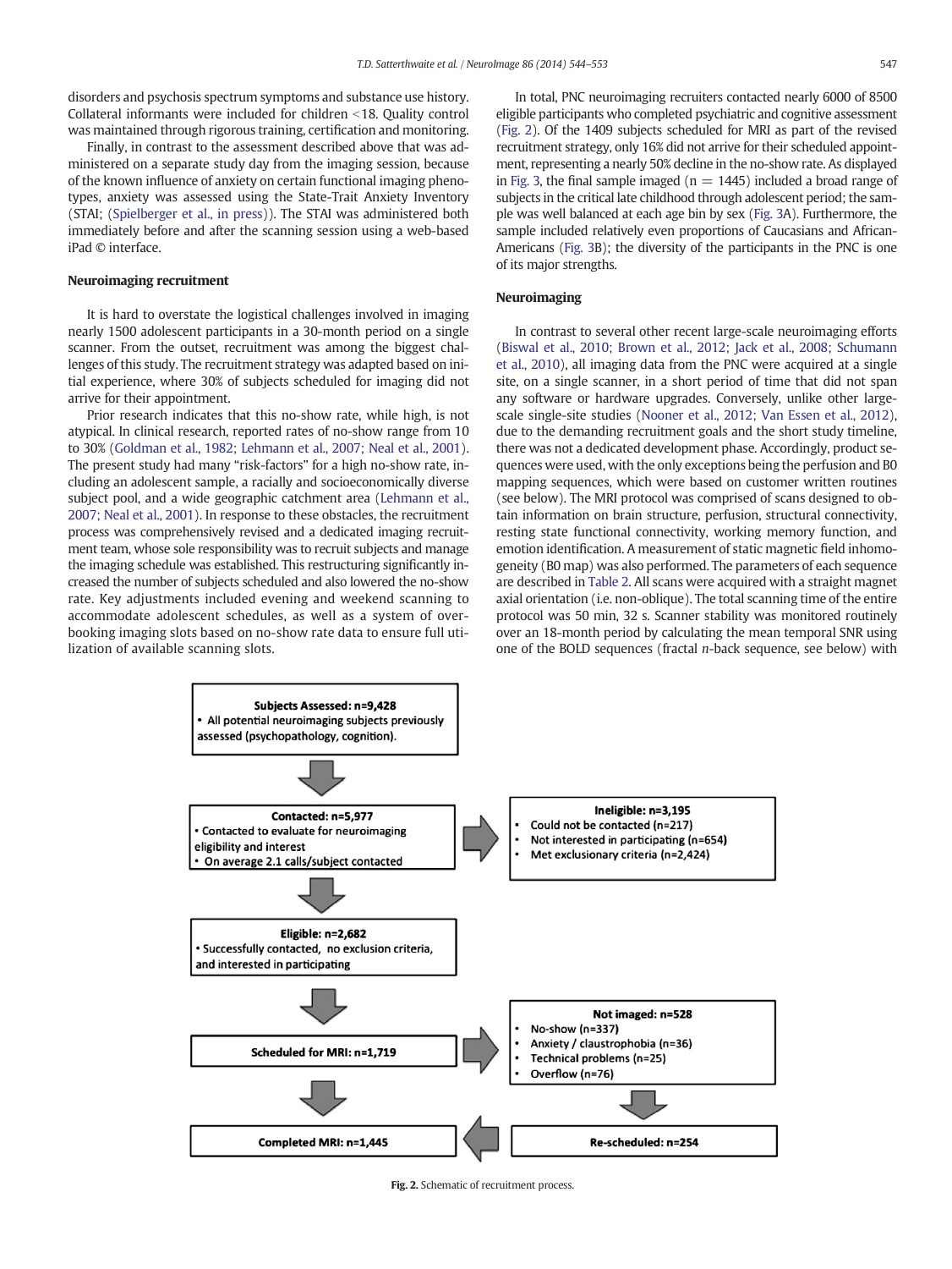disorders and psychosis spectrum symptoms and substance use history. Collateral informants were included for children <18. Quality control was maintained through rigorous training, certification and monitoring.

Finally, in contrast to the assessment described above that was administered on a separate study day from the imaging session, because of the known influence of anxiety on certain functional imaging phenotypes, anxiety was assessed using the State-Trait Anxiety Inventory (STAI; (Spielberger et al., in press)). The STAI was administered both immediately before and after the scanning session using a web-based iPad © interface.

### Neuroimaging recruitment

It is hard to overstate the logistical challenges involved in imaging nearly 1500 adolescent participants in a 30-month period on a single scanner. From the outset, recruitment was among the biggest challenges of this study. The recruitment strategy was adapted based on initial experience, where 30% of subjects scheduled for imaging did not arrive for their appointment.

Prior research indicates that this no-show rate, while high, is not atypical. In clinical research, reported rates of no-show range from 10 to 30% (Goldman et al., 1982; Lehmann et al., 2007; Neal et al., 2001). The present study had many "risk-factors" for a high no-show rate, including an adolescent sample, a racially and socioeconomically diverse subject pool, and a wide geographic catchment area (Lehmann et al., 2007; Neal et al., 2001). In response to these obstacles, the recruitment process was comprehensively revised and a dedicated imaging recruitment team, whose sole responsibility was to recruit subjects and manage the imaging schedule was established. This restructuring significantly increased the number of subjects scheduled and also lowered the no-show rate. Key adjustments included evening and weekend scanning to accommodate adolescent schedules, as well as a system of overbooking imaging slots based on no-show rate data to ensure full utilization of available scanning slots.

In total, PNC neuroimaging recruiters contacted nearly 6000 of 8500 eligible participants who completed psychiatric and cognitive assessment (Fig. 2). Of the 1409 subjects scheduled for MRI as part of the revised recruitment strategy, only 16% did not arrive for their scheduled appointment, representing a nearly 50% decline in the no-show rate. As displayed in Fig. 3, the final sample imaged (n = 1445) included a broad range of subjects in the critical late childhood through adolescent period; the sample was well balanced at each age bin by sex (Fig. 3A). Furthermore, the sample included relatively even proportions of Caucasians and African-Americans (Fig. 3B); the diversity of the participants in the PNC is one of its major strengths.

### Neuroimaging

In contrast to several other recent large-scale neuroimaging efforts (Biswal et al., 2010; Brown et al., 2012; Jack et al., 2008; Schumann et al., 2010), all imaging data from the PNC were acquired at a single site, on a single scanner, in a short period of time that did not span any software or hardware upgrades. Conversely, unlike other large-scale single-site studies (Nooner et al., 2012; Van Essen et al., 2012), due to the demanding recruitment goals and the short study timeline, there was not a dedicated development phase. Accordingly, product sequences were used, with the only exceptions being the perfusion and B0 mapping sequences, which were based on customer written routines (see below). The MRI protocol was comprised of scans designed to obtain information on brain structure, perfusion, structural connectivity, resting state functional connectivity, working memory function, and emotion identification. A measurement of static magnetic field inhomogeneity (B0 map) was also performed. The parameters of each sequence are described in Table 2. All scans were acquired with a straight magnet axial orientation (i.e. non-oblique). The total scanning time of the entire protocol was 50 min, 32 s. Scanner stability was monitored routinely over an 18-month period by calculating the mean temporal SNR using one of the BOLD sequences (fractal *n*-back sequence, see below) with

**Subjects Assessed: n=9,428**
- All potential neuroimaging subjects previously assessed (psychopathology, cognition).

**Contacted: n=5,977**
- Contacted to evaluate for neuroimaging eligibility and interest
- On average 2.1 calls/subject contacted

**Ineligible: n=3,195**
- Could not be contacted (n=217)
- Not interested in participating (n=654)
- Met exclusionary criteria (n=2,424)

**Eligible: n=2,682**
- Successfully contacted, no exclusion criteria, and interested in participating

**Scheduled for MRI: n=1,719**

**Not imaged: n=528**
- No-show (n=337)
- Anxiety / claustrophobia (n=36)
- Technical problems (n=25)
- Overflow (n=76)

**Re-scheduled: n=254**

**Completed MRI: n=1,445**

**Fig. 2.** Schematic of recruitment process.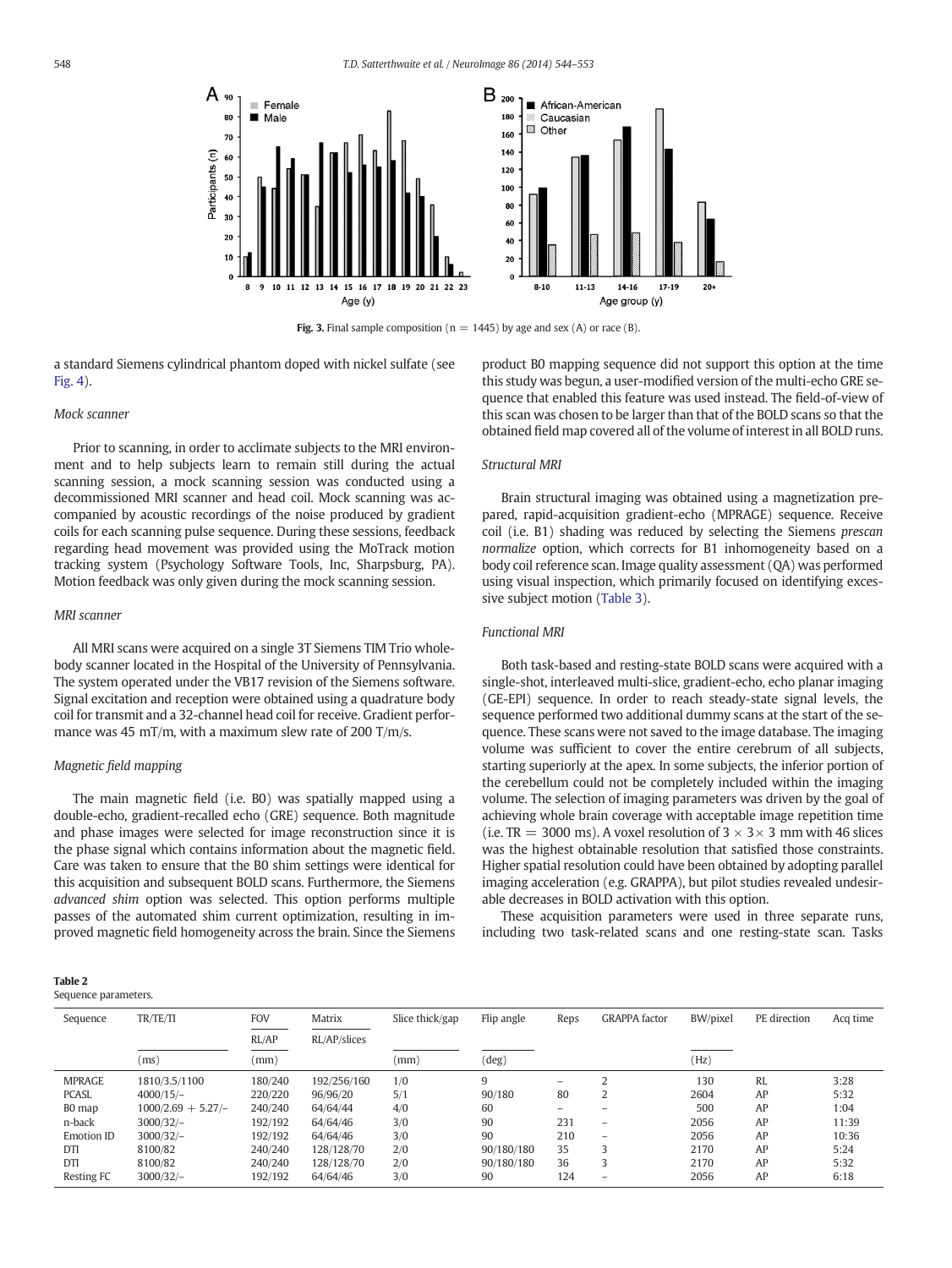A

Female

Male

Participants (n)

90 80 70 60 50 40 30 20 10 0

8 9 10 11 12 13 14 15 16 17 18 19 20 21 22 23

Age (y)

B

African-American

Caucasian

Other

200 180 160 140 120 100 80 60 40 20 0

8-10 11-13 14-16 17-19 20+

Age group (y)

**Fig. 3.** Final sample composition (n = 1445) by age and sex (A) or race (B).

a standard Siemens cylindrical phantom doped with nickel sulfate (see Fig. 4).

### Mock scanner

Prior to scanning, in order to acclimate subjects to the MRI environment and to help subjects learn to remain still during the actual scanning session, a mock scanning session was conducted using a decommissioned MRI scanner and head coil. Mock scanning was accompanied by acoustic recordings of the noise produced by gradient coils for each scanning pulse sequence. During these sessions, feedback regarding head movement was provided using the MoTrack motion tracking system (Psychology Software Tools, Inc, Sharpsburg, PA). Motion feedback was only given during the mock scanning session.

### MRI scanner

All MRI scans were acquired on a single 3T Siemens TIM Trio whole-body scanner located in the Hospital of the University of Pennsylvania. The system operated under the VB17 revision of the Siemens software. Signal excitation and reception were obtained using a quadrature body coil for transmit and a 32-channel head coil for receive. Gradient performance was 45 mT/m, with a maximum slew rate of 200 T/m/s.

### Magnetic field mapping

The main magnetic field (i.e. B0) was spatially mapped using a double-echo, gradient-recalled echo (GRE) sequence. Both magnitude and phase images were selected for image reconstruction since it is the phase signal which contains information about the magnetic field. Care was taken to ensure that the B0 shim settings were identical for this acquisition and subsequent BOLD scans. Furthermore, the Siemens *advanced shim* option was selected. This option performs multiple passes of the automated shim current optimization, resulting in improved magnetic field homogeneity across the brain. Since the Siemens product B0 mapping sequence did not support this option at the time this study was begun, a user-modified version of the multi-echo GRE sequence that enabled this feature was used instead. The field-of-view of this scan was chosen to be larger than that of the BOLD scans so that the obtained field map covered all of the volume of interest in all BOLD runs.

### Structural MRI

Brain structural imaging was obtained using a magnetization prepared, rapid-acquisition gradient-echo (MPRAGE) sequence. Receive coil (i.e. B1) shading was reduced by selecting the Siemens *prescan normalize* option, which corrects for B1 inhomogeneity based on a body coil reference scan. Image quality assessment (QA) was performed using visual inspection, which primarily focused on identifying excessive subject motion (Table 3).

### Functional MRI

Both task-based and resting-state BOLD scans were acquired with a single-shot, interleaved multi-slice, gradient-echo, echo planar imaging (GE-EPI) sequence. In order to reach steady-state signal levels, the sequence performed two additional dummy scans at the start of the sequence. These scans were not saved to the image database. The imaging volume was sufficient to cover the entire cerebrum of all subjects, starting superiorly at the apex. In some subjects, the inferior portion of the cerebellum could not be completely included within the imaging volume. The selection of imaging parameters was driven by the goal of achieving whole brain coverage with acceptable image repetition time (i.e. TR = 3000 ms). A voxel resolution of 3 × 3 × 3 mm with 46 slices was the highest obtainable resolution that satisfied those constraints. Higher spatial resolution could have been obtained by adopting parallel imaging acceleration (e.g. GRAPPA), but pilot studies revealed undesirable decreases in BOLD activation with this option.

These acquisition parameters were used in three separate runs, including two task-related scans and one resting-state scan. Tasks

**Table 2**
Sequence parameters.

| Sequence | TR/TE/TI | FOV | Matrix | Slice thick/gap | Flip angle | Reps | GRAPPA factor | BW/pixel | PE direction | Acq time |
|---|---|---|---|---|---|---|---|---|---|---|
| | | RL/AP | RL/AP/slices | | | | | | | |
| | (ms) | (mm) | | (mm) | (deg) | | | (Hz) | | |
| MPRAGE | 1810/3.5/1100 | 180/240 | 192/256/160 | 1/0 | 9 | – | 2 | 130 | RL | 3:28 |
| PCASL | 4000/15/– | 220/220 | 96/96/20 | 5/1 | 90/180 | 80 | 2 | 2604 | AP | 5:32 |
| B0 map | 1000/2.69 + 5.27/– | 240/240 | 64/64/44 | 4/0 | 60 | – | – | 500 | AP | 1:04 |
| n-back | 3000/32/– | 192/192 | 64/64/46 | 3/0 | 90 | 231 | – | 2056 | AP | 11:39 |
| Emotion ID | 3000/32/– | 192/192 | 64/64/46 | 3/0 | 90 | 210 | – | 2056 | AP | 10:36 |
| DTI | 8100/82 | 240/240 | 128/128/70 | 2/0 | 90/180/180 | 35 | 3 | 2170 | AP | 5:24 |
| DTI | 8100/82 | 240/240 | 128/128/70 | 2/0 | 90/180/180 | 36 | 3 | 2170 | AP | 5:32 |
| Resting FC | 3000/32/– | 192/192 | 64/64/46 | 3/0 | 90 | 124 | – | 2056 | AP | 6:18 |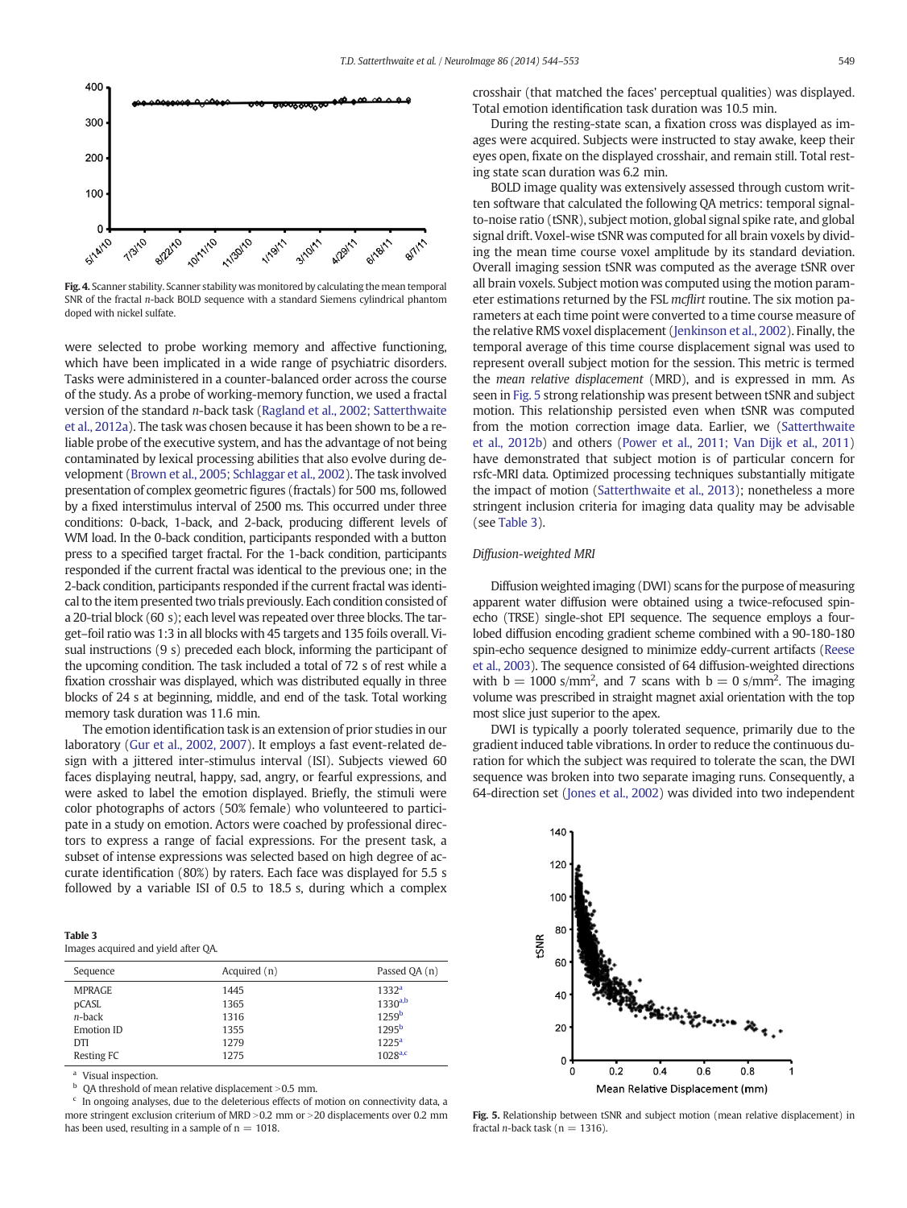400
300
200
100
0
5/14/10
7/3/10
8/22/10
10/11/10
11/30/10
1/19/11
3/10/11
4/29/11
6/18/11
8/7/11

**Fig. 4.** Scanner stability. Scanner stability was monitored by calculating the mean temporal SNR of the fractal *n*-back BOLD sequence with a standard Siemens cylindrical phantom doped with nickel sulfate.

were selected to probe working memory and affective functioning, which have been implicated in a wide range of psychiatric disorders. Tasks were administered in a counter-balanced order across the course of the study. As a probe of working-memory function, we used a fractal version of the standard *n*-back task (Ragland et al., 2002; Satterthwaite et al., 2012a). The task was chosen because it has been shown to be a reliable probe of the executive system, and has the advantage of not being contaminated by lexical processing abilities that also evolve during development (Brown et al., 2005; Schlaggar et al., 2002). The task involved presentation of complex geometric figures (fractals) for 500 ms, followed by a fixed interstimulus interval of 2500 ms. This occurred under three conditions: 0-back, 1-back, and 2-back, producing different levels of WM load. In the 0-back condition, participants responded with a button press to a specified target fractal. For the 1-back condition, participants responded if the current fractal was identical to the previous one; in the 2-back condition, participants responded if the current fractal was identical to the item presented two trials previously. Each condition consisted of a 20-trial block (60 s); each level was repeated over three blocks. The target–foil ratio was 1:3 in all blocks with 45 targets and 135 foils overall. Visual instructions (9 s) preceded each block, informing the participant of the upcoming condition. The task included a total of 72 s of rest while a fixation crosshair was displayed, which was distributed equally in three blocks of 24 s at beginning, middle, and end of the task. Total working memory task duration was 11.6 min.

The emotion identification task is an extension of prior studies in our laboratory (Gur et al., 2002, 2007). It employs a fast event-related design with a jittered inter-stimulus interval (ISI). Subjects viewed 60 faces displaying neutral, happy, sad, angry, or fearful expressions, and were asked to label the emotion displayed. Briefly, the stimuli were color photographs of actors (50% female) who volunteered to participate in a study on emotion. Actors were coached by professional directors to express a range of facial expressions. For the present task, a subset of intense expressions was selected based on high degree of accurate identification (80%) by raters. Each face was displayed for 5.5 s followed by a variable ISI of 0.5 to 18.5 s, during which a complex crosshair (that matched the faces' perceptual qualities) was displayed. Total emotion identification task duration was 10.5 min.

During the resting-state scan, a fixation cross was displayed as images were acquired. Subjects were instructed to stay awake, keep their eyes open, fixate on the displayed crosshair, and remain still. Total resting state scan duration was 6.2 min.

BOLD image quality was extensively assessed through custom written software that calculated the following QA metrics: temporal signal-to-noise ratio (tSNR), subject motion, global signal spike rate, and global signal drift. Voxel-wise tSNR was computed for all brain voxels by dividing the mean time course voxel amplitude by its standard deviation. Overall imaging session tSNR was computed as the average tSNR over all brain voxels. Subject motion was computed using the motion parameter estimations returned by the FSL *mcflirt* routine. The six motion parameters at each time point were converted to a time course measure of the relative RMS voxel displacement (Jenkinson et al., 2002). Finally, the temporal average of this time course displacement signal was used to represent overall subject motion for the session. This metric is termed the *mean relative displacement* (MRD), and is expressed in mm. As seen in Fig. 5 strong relationship was present between tSNR and subject motion. This relationship persisted even when tSNR was computed from the motion correction image data. Earlier, we (Satterthwaite et al., 2012b) and others (Power et al., 2011; Van Dijk et al., 2011) have demonstrated that subject motion is of particular concern for rsfc-MRI data. Optimized processing techniques substantially mitigate the impact of motion (Satterthwaite et al., 2013); nonetheless a more stringent inclusion criteria for imaging data quality may be advisable (see Table 3).

**Table 3**
Images acquired and yield after QA.

| Sequence | Acquired (n) | Passed QA (n) |
|---|---|---|
| MPRAGE | 1445 | 1332[a] |
| pCASL | 1365 | 1330[a,b] |
| *n*-back | 1316 | 1259[b] |
| Emotion ID | 1355 | 1295[b] |
| DTI | 1279 | 1225[a] |
| Resting FC | 1275 | 1028[a,c] |

[a] Visual inspection.
[b] QA threshold of mean relative displacement >0.5 mm.
[c] In ongoing analyses, due to the deleterious effects of motion on connectivity data, a more stringent exclusion criterium of MRD >0.2 mm or >20 displacements over 0.2 mm has been used, resulting in a sample of n = 1018.

### Diffusion-weighted MRI

Diffusion weighted imaging (DWI) scans for the purpose of measuring apparent water diffusion were obtained using a twice-refocused spin-echo (TRSE) single-shot EPI sequence. The sequence employs a four-lobed diffusion encoding gradient scheme combined with a 90-180-180 spin-echo sequence designed to minimize eddy-current artifacts (Reese et al., 2003). The sequence consisted of 64 diffusion-weighted directions with $b = 1000$ s/mm$^2$, and 7 scans with $b = 0$ s/mm$^2$. The imaging volume was prescribed in straight magnet axial orientation with the top most slice just superior to the apex.

DWI is typically a poorly tolerated sequence, primarily due to the gradient induced table vibrations. In order to reduce the continuous duration for which the subject was required to tolerate the scan, the DWI sequence was broken into two separate imaging runs. Consequently, a 64-direction set (Jones et al., 2002) was divided into two independent

140
120
100
80
60
40
20
0
tSNR
0
0.2
0.4
0.6
0.8
1
Mean Relative Displacement (mm)

**Fig. 5.** Relationship between tSNR and subject motion (mean relative displacement) in fractal *n*-back task (n = 1316).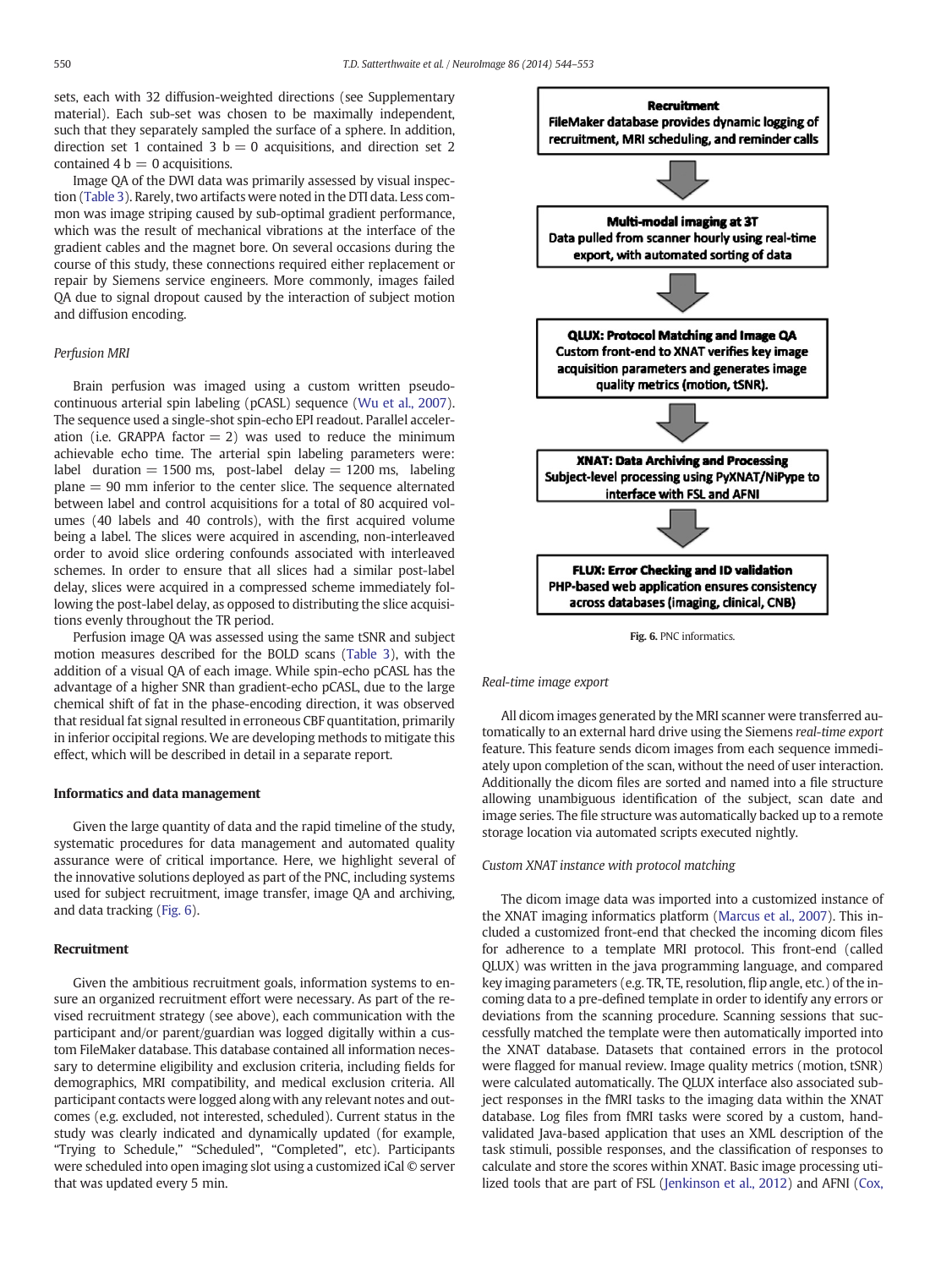sets, each with 32 diffusion-weighted directions (see Supplementary material). Each sub-set was chosen to be maximally independent, such that they separately sampled the surface of a sphere. In addition, direction set 1 contained 3 b = 0 acquisitions, and direction set 2 contained 4 b = 0 acquisitions.

Image QA of the DWI data was primarily assessed by visual inspection (Table 3). Rarely, two artifacts were noted in the DTI data. Less common was image striping caused by sub-optimal gradient performance, which was the result of mechanical vibrations at the interface of the gradient cables and the magnet bore. On several occasions during the course of this study, these connections required either replacement or repair by Siemens service engineers. More commonly, images failed QA due to signal dropout caused by the interaction of subject motion and diffusion encoding.

### *Perfusion MRI*

Brain perfusion was imaged using a custom written pseudo-continuous arterial spin labeling (pCASL) sequence (Wu et al., 2007). The sequence used a single-shot spin-echo EPI readout. Parallel acceleration (i.e. GRAPPA factor = 2) was used to reduce the minimum achievable echo time. The arterial spin labeling parameters were: label duration = 1500 ms, post-label delay = 1200 ms, labeling plane = 90 mm inferior to the center slice. The sequence alternated between label and control acquisitions for a total of 80 acquired volumes (40 labels and 40 controls), with the first acquired volume being a label. The slices were acquired in ascending, non-interleaved order to avoid slice ordering confounds associated with interleaved schemes. In order to ensure that all slices had a similar post-label delay, slices were acquired in a compressed scheme immediately following the post-label delay, as opposed to distributing the slice acquisitions evenly throughout the TR period.

Perfusion image QA was assessed using the same tSNR and subject motion measures described for the BOLD scans (Table 3), with the addition of a visual QA of each image. While spin-echo pCASL has the advantage of a higher SNR than gradient-echo pCASL, due to the large chemical shift of fat in the phase-encoding direction, it was observed that residual fat signal resulted in erroneous CBF quantitation, primarily in inferior occipital regions. We are developing methods to mitigate this effect, which will be described in detail in a separate report.

## Informatics and data management

Given the large quantity of data and the rapid timeline of the study, systematic procedures for data management and automated quality assurance were of critical importance. Here, we highlight several of the innovative solutions deployed as part of the PNC, including systems used for subject recruitment, image transfer, image QA and archiving, and data tracking (Fig. 6).

## Recruitment

Given the ambitious recruitment goals, information systems to ensure an organized recruitment effort were necessary. As part of the revised recruitment strategy (see above), each communication with the participant and/or parent/guardian was logged digitally within a custom FileMaker database. This database contained all information necessary to determine eligibility and exclusion criteria, including fields for demographics, MRI compatibility, and medical exclusion criteria. All participant contacts were logged along with any relevant notes and outcomes (e.g. excluded, not interested, scheduled). Current status in the study was clearly indicated and dynamically updated (for example, "Trying to Schedule," "Scheduled", "Completed", etc). Participants were scheduled into open imaging slot using a customized iCal © server that was updated every 5 min.

**Recruitment**
FileMaker database provides dynamic logging of recruitment, MRI scheduling, and reminder calls

**Multi-modal imaging at 3T**
Data pulled from scanner hourly using real-time export, with automated sorting of data

**QLUX: Protocol Matching and Image QA**
Custom front-end to XNAT verifies key image acquisition parameters and generates image quality metrics (motion, tSNR).

**XNAT: Data Archiving and Processing**
Subject-level processing using PyXNAT/NiPype to interface with FSL and AFNI

**FLUX: Error Checking and ID validation**
PHP-based web application ensures consistency across databases (imaging, clinical, CNB)

**Fig. 6.** PNC informatics.

### *Real-time image export*

All dicom images generated by the MRI scanner were transferred automatically to an external hard drive using the Siemens *real-time export* feature. This feature sends dicom images from each sequence immediately upon completion of the scan, without the need of user interaction. Additionally the dicom files are sorted and named into a file structure allowing unambiguous identification of the subject, scan date and image series. The file structure was automatically backed up to a remote storage location via automated scripts executed nightly.

### *Custom XNAT instance with protocol matching*

The dicom image data was imported into a customized instance of the XNAT imaging informatics platform (Marcus et al., 2007). This included a customized front-end that checked the incoming dicom files for adherence to a template MRI protocol. This front-end (called QLUX) was written in the java programming language, and compared key imaging parameters (e.g. TR, TE, resolution, flip angle, etc.) of the incoming data to a pre-defined template in order to identify any errors or deviations from the scanning procedure. Scanning sessions that successfully matched the template were then automatically imported into the XNAT database. Datasets that contained errors in the protocol were flagged for manual review. Image quality metrics (motion, tSNR) were calculated automatically. The QLUX interface also associated subject responses in the fMRI tasks to the imaging data within the XNAT database. Log files from fMRI tasks were scored by a custom, hand-validated Java-based application that uses an XML description of the task stimuli, possible responses, and the classification of responses to calculate and store the scores within XNAT. Basic image processing utilized tools that are part of FSL (Jenkinson et al., 2012) and AFNI (Cox,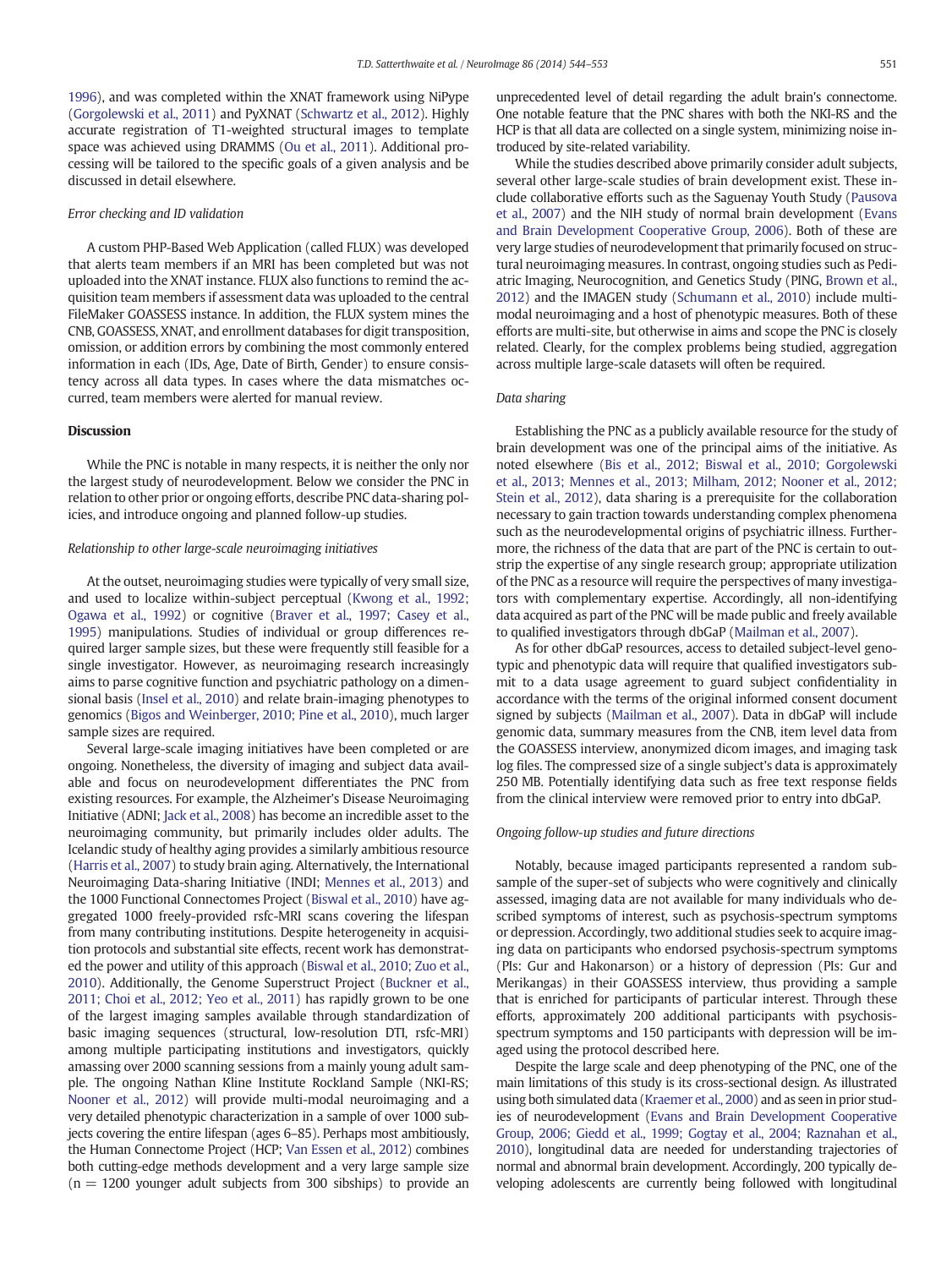1996), and was completed within the XNAT framework using NiPype (Gorgolewski et al., 2011) and PyXNAT (Schwartz et al., 2012). Highly accurate registration of T1-weighted structural images to template space was achieved using DRAMMS (Ou et al., 2011). Additional processing will be tailored to the specific goals of a given analysis and be discussed in detail elsewhere.

### *Error checking and ID validation*

A custom PHP-Based Web Application (called FLUX) was developed that alerts team members if an MRI has been completed but was not uploaded into the XNAT instance. FLUX also functions to remind the acquisition team members if assessment data was uploaded to the central FileMaker GOASSESS instance. In addition, the FLUX system mines the CNB, GOASSESS, XNAT, and enrollment databases for digit transposition, omission, or addition errors by combining the most commonly entered information in each (IDs, Age, Date of Birth, Gender) to ensure consistency across all data types. In cases where the data mismatches occurred, team members were alerted for manual review.

## Discussion

While the PNC is notable in many respects, it is neither the only nor the largest study of neurodevelopment. Below we consider the PNC in relation to other prior or ongoing efforts, describe PNC data-sharing policies, and introduce ongoing and planned follow-up studies.

### *Relationship to other large-scale neuroimaging initiatives*

At the outset, neuroimaging studies were typically of very small size, and used to localize within-subject perceptual (Kwong et al., 1992; Ogawa et al., 1992) or cognitive (Braver et al., 1997; Casey et al., 1995) manipulations. Studies of individual or group differences required larger sample sizes, but these were frequently still feasible for a single investigator. However, as neuroimaging research increasingly aims to parse cognitive function and psychiatric pathology on a dimensional basis (Insel et al., 2010) and relate brain-imaging phenotypes to genomics (Bigos and Weinberger, 2010; Pine et al., 2010), much larger sample sizes are required.

Several large-scale imaging initiatives have been completed or are ongoing. Nonetheless, the diversity of imaging and subject data available and focus on neurodevelopment differentiates the PNC from existing resources. For example, the Alzheimer's Disease Neuroimaging Initiative (ADNI; Jack et al., 2008) has become an incredible asset to the neuroimaging community, but primarily includes older adults. The Icelandic study of healthy aging provides a similarly ambitious resource (Harris et al., 2007) to study brain aging. Alternatively, the International Neuroimaging Data-sharing Initiative (INDI; Mennes et al., 2013) and the 1000 Functional Connectomes Project (Biswal et al., 2010) have aggregated 1000 freely-provided rsfc-MRI scans covering the lifespan from many contributing institutions. Despite heterogeneity in acquisition protocols and substantial site effects, recent work has demonstrated the power and utility of this approach (Biswal et al., 2010; Zuo et al., 2010). Additionally, the Genome Superstruct Project (Buckner et al., 2011; Choi et al., 2012; Yeo et al., 2011) has rapidly grown to be one of the largest imaging samples available through standardization of basic imaging sequences (structural, low-resolution DTI, rsfc-MRI) among multiple participating institutions and investigators, quickly amassing over 2000 scanning sessions from a mainly young adult sample. The ongoing Nathan Kline Institute Rockland Sample (NKI-RS; Nooner et al., 2012) will provide multi-modal neuroimaging and a very detailed phenotypic characterization in a sample of over 1000 subjects covering the entire lifespan (ages 6–85). Perhaps most ambitiously, the Human Connectome Project (HCP; Van Essen et al., 2012) combines both cutting-edge methods development and a very large sample size ($n = 1200$ younger adult subjects from 300 sibships) to provide an unprecedented level of detail regarding the adult brain's connectome. One notable feature that the PNC shares with both the NKI-RS and the HCP is that all data are collected on a single system, minimizing noise introduced by site-related variability.

While the studies described above primarily consider adult subjects, several other large-scale studies of brain development exist. These include collaborative efforts such as the Saguenay Youth Study (Pausova et al., 2007) and the NIH study of normal brain development (Evans and Brain Development Cooperative Group, 2006). Both of these are very large studies of neurodevelopment that primarily focused on structural neuroimaging measures. In contrast, ongoing studies such as Pediatric Imaging, Neurocognition, and Genetics Study (PING, Brown et al., 2012) and the IMAGEN study (Schumann et al., 2010) include multimodal neuroimaging and a host of phenotypic measures. Both of these efforts are multi-site, but otherwise in aims and scope the PNC is closely related. Clearly, for the complex problems being studied, aggregation across multiple large-scale datasets will often be required.

### *Data sharing*

Establishing the PNC as a publicly available resource for the study of brain development was one of the principal aims of the initiative. As noted elsewhere (Bis et al., 2012; Biswal et al., 2010; Gorgolewski et al., 2013; Mennes et al., 2013; Milham, 2012; Nooner et al., 2012; Stein et al., 2012), data sharing is a prerequisite for the collaboration necessary to gain traction towards understanding complex phenomena such as the neurodevelopmental origins of psychiatric illness. Furthermore, the richness of the data that are part of the PNC is certain to outstrip the expertise of any single research group; appropriate utilization of the PNC as a resource will require the perspectives of many investigators with complementary expertise. Accordingly, all non-identifying data acquired as part of the PNC will be made public and freely available to qualified investigators through dbGaP (Mailman et al., 2007).

As for other dbGaP resources, access to detailed subject-level genotypic and phenotypic data will require that qualified investigators submit to a data usage agreement to guard subject confidentiality in accordance with the terms of the original informed consent document signed by subjects (Mailman et al., 2007). Data in dbGaP will include genomic data, summary measures from the CNB, item level data from the GOASSESS interview, anonymized dicom images, and imaging task log files. The compressed size of a single subject's data is approximately 250 MB. Potentially identifying data such as free text response fields from the clinical interview were removed prior to entry into dbGaP.

### *Ongoing follow-up studies and future directions*

Notably, because imaged participants represented a random subsample of the super-set of subjects who were cognitively and clinically assessed, imaging data are not available for many individuals who described symptoms of interest, such as psychosis-spectrum symptoms or depression. Accordingly, two additional studies seek to acquire imaging data on participants who endorsed psychosis-spectrum symptoms (PIs: Gur and Hakonarson) or a history of depression (PIs: Gur and Merikangas) in their GOASSESS interview, thus providing a sample that is enriched for participants of particular interest. Through these efforts, approximately 200 additional participants with psychosis-spectrum symptoms and 150 participants with depression will be imaged using the protocol described here.

Despite the large scale and deep phenotyping of the PNC, one of the main limitations of this study is its cross-sectional design. As illustrated using both simulated data (Kraemer et al., 2000) and as seen in prior studies of neurodevelopment (Evans and Brain Development Cooperative Group, 2006; Giedd et al., 1999; Gogtay et al., 2004; Raznahan et al., 2010), longitudinal data are needed for understanding trajectories of normal and abnormal brain development. Accordingly, 200 typically developing adolescents are currently being followed with longitudinal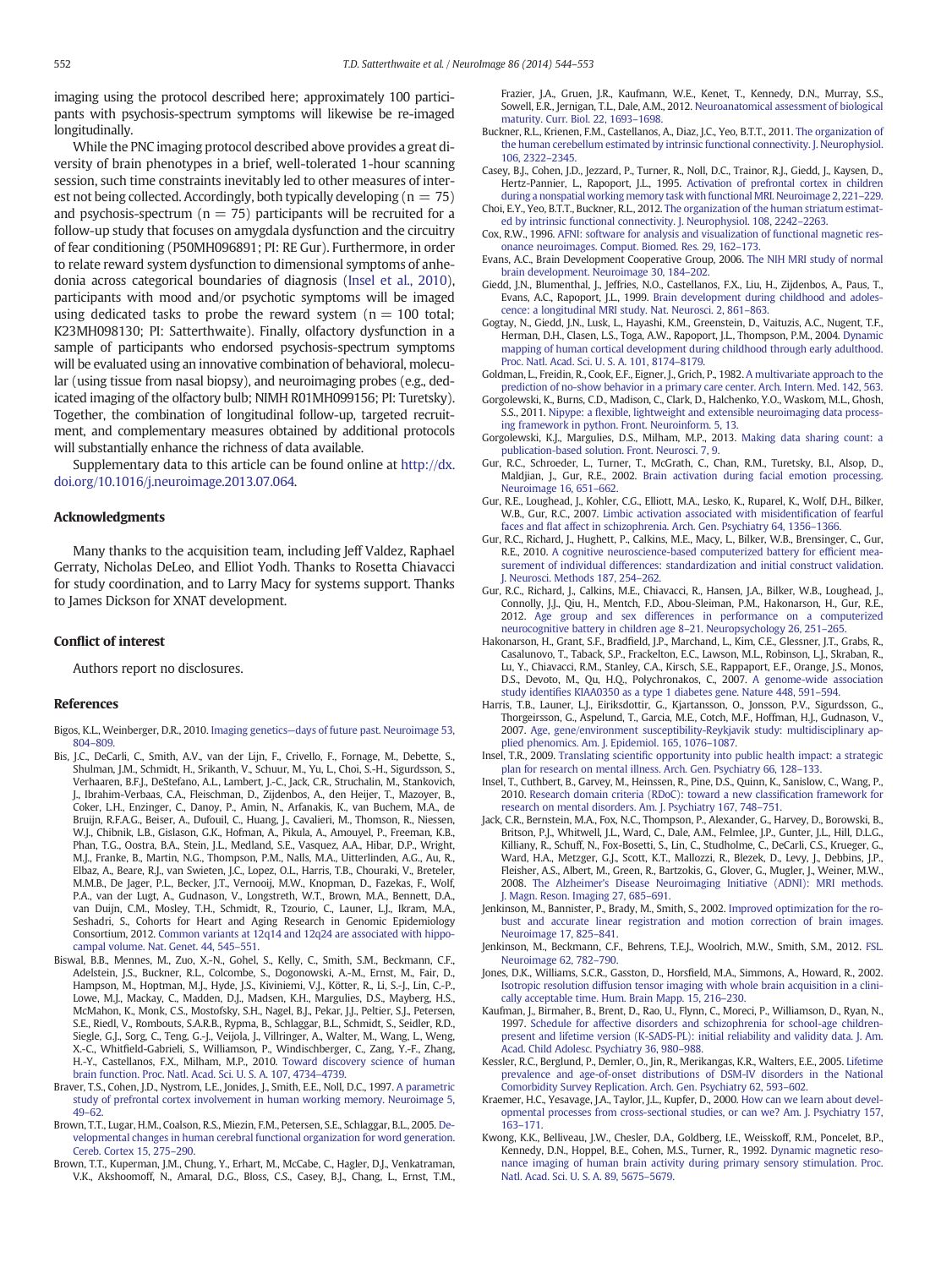imaging using the protocol described here; approximately 100 participants with psychosis-spectrum symptoms will likewise be re-imaged longitudinally.

While the PNC imaging protocol described above provides a great diversity of brain phenotypes in a brief, well-tolerated 1-hour scanning session, such time constraints inevitably led to other measures of interest not being collected. Accordingly, both typically developing ($n = 75$) and psychosis-spectrum ($n = 75$) participants will be recruited for a follow-up study that focuses on amygdala dysfunction and the circuitry of fear conditioning (P50MH096891; PI: RE Gur). Furthermore, in order to relate reward system dysfunction to dimensional symptoms of anhedonia across categorical boundaries of diagnosis (Insel et al., 2010), participants with mood and/or psychotic symptoms will be imaged using dedicated tasks to probe the reward system ($n = 100$ total; K23MH098130; PI: Satterthwaite). Finally, olfactory dysfunction in a sample of participants who endorsed psychosis-spectrum symptoms will be evaluated using an innovative combination of behavioral, molecular (using tissue from nasal biopsy), and neuroimaging probes (e.g., dedicated imaging of the olfactory bulb; NIMH R01MH099156; PI: Turetsky). Together, the combination of longitudinal follow-up, targeted recruitment, and complementary measures obtained by additional protocols will substantially enhance the richness of data available.

Supplementary data to this article can be found online at http://dx.doi.org/10.1016/j.neuroimage.2013.07.064.

## Acknowledgments

Many thanks to the acquisition team, including Jeff Valdez, Raphael Gerraty, Nicholas DeLeo, and Elliot Yodh. Thanks to Rosetta Chiavacci for study coordination, and to Larry Macy for systems support. Thanks to James Dickson for XNAT development.

## Conflict of interest

Authors report no disclosures.

## References

Bigos, K.L., Weinberger, D.R., 2010. Imaging genetics—days of future past. Neuroimage 53, 804–809.

Bis, J.C., DeCarli, C., Smith, A.V., van der Lijn, F., Crivello, F., Fornage, M., Debette, S., Shulman, J.M., Schmidt, H., Srikanth, V., Schuur, M., Yu, L., Choi, S.-H., Sigurdsson, S., Verhaaren, B.F.J., DeStefano, A.L., Lambert, J.-C., Jack, C.R., Struchalin, M., Stankovich, J., Ibrahim-Verbaas, C.A., Fleischman, D., Zijdenbos, A., den Heijer, T., Mazoyer, B., Coker, L.H., Enzinger, C., Danoy, P., Amin, N., Arfanakis, K., van Buchem, M.A., de Bruijn, R.F.A.G., Beiser, A., Dufouil, C., Huang, J., Cavalieri, M., Thomson, R., Niessen, W.J., Chibnik, L.B., Gislason, G.K., Hofman, A., Pikula, A., Amouyel, P., Freeman, K.B., Phan, T.G., Oostra, B.A., Stein, J.L., Medland, S.E., Vasquez, A.A., Hibar, D.P., Wright, M.J., Franke, B., Martin, N.G., Thompson, P.M., Nalls, M.A., Uitterlinden, A.G., Au, R., Elbaz, A., Beare, R.J., van Swieten, J.C., Lopez, O.L., Harris, T.B., Chouraki, V., Breteler, M.M.B., De Jager, P.L., Becker, J.T., Vernooij, M.W., Knopman, D., Fazekas, F., Wolf, P.A., van der Lugt, A., Gudnason, V., Longstreth, W.T., Brown, M.A., Bennett, D.A., van Duijn, C.M., Mosley, T.H., Schmidt, R., Tzourio, C., Launer, L.J., Ikram, M.A., Seshadri, S., Cohorts for Heart and Aging Research in Genomic Epidemiology Consortium, 2012. Common variants at 12q14 and 12q24 are associated with hippocampal volume. Nat. Genet. 44, 545–551.

Biswal, B.B., Mennes, M., Zuo, X.-N., Gohel, S., Kelly, C., Smith, S.M., Beckmann, C.F., Adelstein, J.S., Buckner, R.L., Colcombe, S., Dogonowski, A.-M., Ernst, M., Fair, D., Hampson, M., Hoptman, M.J., Hyde, J.S., Kiviniemi, V.J., Kötter, R., Li, S.-J., Lin, C.-P., Lowe, M.J., Mackay, C., Madden, D.J., Madsen, K.H., Margulies, D.S., Mayberg, H.S., McMahon, K., Monk, C.S., Mostofsky, S.H., Nagel, B.J., Pekar, J.J., Peltier, S.J., Petersen, S.E., Riedl, V., Rombouts, S.A.R.B., Rypma, B., Schlaggar, B.L., Schmidt, S., Seidler, R.D., Siegle, G.J., Sorg, C., Teng, G.-J., Veijola, J., Villringer, A., Walter, M., Wang, L., Weng, X.-C., Whitfield-Gabrieli, S., Williamson, P., Windischberger, C., Zang, Y.-F., Zhang, H.-Y., Castellanos, F.X., Milham, M.P., 2010. Toward discovery science of human brain function. Proc. Natl. Acad. Sci. U. S. A. 107, 4734–4739.

Braver, T.S., Cohen, J.D., Nystrom, L.E., Jonides, J., Smith, E.E., Noll, D.C., 1997. A parametric study of prefrontal cortex involvement in human working memory. Neuroimage 5, 49–62.

Brown, T.T., Lugar, H.M., Coalson, R.S., Miezin, F.M., Petersen, S.E., Schlaggar, B.L., 2005. Developmental changes in human cerebral functional organization for word generation. Cereb. Cortex 15, 275–290.

Brown, T.T., Kuperman, J.M., Chung, Y., Erhart, M., McCabe, C., Hagler, D.J., Venkatraman, V.K., Akshoomoff, N., Amaral, D.G., Bloss, C.S., Casey, B.J., Chang, L., Ernst, T.M., Frazier, J.A., Gruen, J.R., Kaufmann, W.E., Kenet, T., Kennedy, D.N., Murray, S.S., Sowell, E.R., Jernigan, T.L., Dale, A.M., 2012. Neuroanatomical assessment of biological maturity. Curr. Biol. 22, 1693–1698.

Buckner, R.L., Krienen, F.M., Castellanos, A., Diaz, J.C., Yeo, B.T.T., 2011. The organization of the human cerebellum estimated by intrinsic functional connectivity. J. Neurophysiol. 106, 2322–2345.

Casey, B.J., Cohen, J.D., Jezzard, P., Turner, R., Noll, D.C., Trainor, R.J., Giedd, J., Kaysen, D., Hertz-Pannier, L., Rapoport, J.L., 1995. Activation of prefrontal cortex in children during a nonspatial working memory task with functional MRI. Neuroimage 2, 221–229.

Choi, E.Y., Yeo, B.T.T., Buckner, R.L., 2012. The organization of the human striatum estimated by intrinsic functional connectivity. J. Neurophysiol. 108, 2242–2263.

Cox, R.W., 1996. AFNI: software for analysis and visualization of functional magnetic resonance neuroimages. Comput. Biomed. Res. 29, 162–173.

Evans, A.C., Brain Development Cooperative Group, 2006. The NIH MRI study of normal brain development. Neuroimage 30, 184–202.

Giedd, J.N., Blumenthal, J., Jeffries, N.O., Castellanos, F.X., Liu, H., Zijdenbos, A., Paus, T., Evans, A.C., Rapoport, J.L., 1999. Brain development during childhood and adolescence: a longitudinal MRI study. Nat. Neurosci. 2, 861–863.

Gogtay, N., Giedd, J.N., Lusk, L., Hayashi, K.M., Greenstein, D., Vaituzis, A.C., Nugent, T.F., Herman, D.H., Clasen, L.S., Toga, A.W., Rapoport, J.L., Thompson, P.M., 2004. Dynamic mapping of human cortical development during childhood through early adulthood. Proc. Natl. Acad. Sci. U. S. A. 101, 8174–8179.

Goldman, L., Freidin, R., Cook, E.F., Eigner, J., Grich, P., 1982. A multivariate approach to the prediction of no-show behavior in a primary care center. Arch. Intern. Med. 142, 563.

Gorgolewski, K., Burns, C.D., Madison, C., Clark, D., Halchenko, Y.O., Waskom, M.L., Ghosh, S.S., 2011. Nipype: a flexible, lightweight and extensible neuroimaging data processing framework in python. Front. Neuroinform. 5, 13.

Gorgolewski, K.J., Margulies, D.S., Milham, M.P., 2013. Making data sharing count: a publication-based solution. Front. Neurosci. 7, 9.

Gur, R.C., Schroeder, L., Turner, T., McGrath, C., Chan, R.M., Turetsky, B.I., Alsop, D., Maldjian, J., Gur, R.E., 2002. Brain activation during facial emotion processing. Neuroimage 16, 651–662.

Gur, R.E., Loughead, J., Kohler, C.G., Elliott, M.A., Lesko, K., Ruparel, K., Wolf, D.H., Bilker, W.B., Gur, R.C., 2007. Limbic activation associated with misidentification of fearful faces and flat affect in schizophrenia. Arch. Gen. Psychiatry 64, 1356–1366.

Gur, R.C., Richard, J., Hughett, P., Calkins, M.E., Macy, L., Bilker, W.B., Brensinger, C., Gur, R.E., 2010. A cognitive neuroscience-based computerized battery for efficient measurement of individual differences: standardization and initial construct validation. J. Neurosci. Methods 187, 254–262.

Gur, R.C., Richard, J., Calkins, M.E., Chiavacci, R., Hansen, J.A., Bilker, W.B., Loughead, J., Connolly, J.J., Qiu, H., Mentch, F.D., Abou-Sleiman, P.M., Hakonarson, H., Gur, R.E., 2012. Age group and sex differences in performance on a computerized neurocognitive battery in children age 8–21. Neuropsychology 26, 251–265.

Hakonarson, H., Grant, S.F., Bradfield, J.P., Marchand, L., Kim, C.E., Glessner, J.T., Grabs, R., Casalunovo, T., Taback, S.P., Frackelton, E.C., Lawson, M.L., Robinson, L.J., Skraban, R., Lu, Y., Chiavacci, R.M., Stanley, C.A., Kirsch, S.E., Rappaport, E.F., Orange, J.S., Monos, D.S., Devoto, M., Qu, H.Q., Polychronakos, C., 2007. A genome-wide association study identifies KIAA0350 as a type 1 diabetes gene. Nature 448, 591–594.

Harris, T.B., Launer, L.J., Eiriksdottir, G., Kjartansson, O., Jonsson, P.V., Sigurdsson, G., Thorgeirsson, G., Aspelund, T., Garcia, M.E., Cotch, M.F., Hoffman, H.J., Gudnason, V., 2007. Age, gene/environment susceptibility-Reykjavik study: multidisciplinary applied phenomics. Am. J. Epidemiol. 165, 1076–1087.

Insel, T.R., 2009. Translating scientific opportunity into public health impact: a strategic plan for research on mental illness. Arch. Gen. Psychiatry 66, 128–133.

Insel, T., Cuthbert, B., Garvey, M., Heinssen, R., Pine, D.S., Quinn, K., Sanislow, C., Wang, P., 2010. Research domain criteria (RDoC): toward a new classification framework for research on mental disorders. Am. J. Psychiatry 167, 748–751.

Jack, C.R., Bernstein, M.A., Fox, N.C., Thompson, P., Alexander, G., Harvey, D., Borowski, B., Britson, P.J., Whitwell, J.L., Ward, C., Dale, A.M., Felmlee, J.P., Gunter, J.L., Hill, D.L.G., Killiany, R., Schuff, N., Fox-Bosetti, S., Lin, C., Studholme, C., DeCarli, C.S., Krueger, G., Ward, H.A., Metzger, G.J., Scott, K.T., Mallozzi, R., Blezek, D., Levy, J., Debbins, J.P., Fleisher, A.S., Albert, M., Green, R., Bartzokis, G., Glover, G., Mugler, J., Weiner, M.W., 2008. The Alzheimer's Disease Neuroimaging Initiative (ADNI): MRI methods. J. Magn. Reson. Imaging 27, 685–691.

Jenkinson, M., Bannister, P., Brady, M., Smith, S., 2002. Improved optimization for the robust and accurate linear registration and motion correction of brain images. Neuroimage 17, 825–841.

Jenkinson, M., Beckmann, C.F., Behrens, T.E.J., Woolrich, M.W., Smith, S.M., 2012. FSL. Neuroimage 62, 782–790.

Jones, D.K., Williams, S.C.R., Gasston, D., Horsfield, M.A., Simmons, A., Howard, R., 2002. Isotropic resolution diffusion tensor imaging with whole brain acquisition in a clinically acceptable time. Hum. Brain Mapp. 15, 216–230.

Kaufman, J., Birmaher, B., Brent, D., Rao, U., Flynn, C., Moreci, P., Williamson, D., Ryan, N., 1997. Schedule for affective disorders and schizophrenia for school-age children-present and lifetime version (K-SADS-PL): initial reliability and validity data. J. Am. Acad. Child Adolesc. Psychiatry 36, 980–988.

Kessler, R.C., Berglund, P., Demler, O., Jin, R., Merikangas, K.R., Walters, E.E., 2005. Lifetime prevalence and age-of-onset distributions of DSM-IV disorders in the National Comorbidity Survey Replication. Arch. Gen. Psychiatry 62, 593–602.

Kraemer, H.C., Yesavage, J.A., Taylor, J.L., Kupfer, D., 2000. How can we learn about developmental processes from cross-sectional studies, or can we? Am. J. Psychiatry 157, 163–171.

Kwong, K.K., Belliveau, J.W., Chesler, D.A., Goldberg, I.E., Weisskoff, R.M., Poncelet, B.P., Kennedy, D.N., Hoppel, B.E., Cohen, M.S., Turner, R., 1992. Dynamic magnetic resonance imaging of human brain activity during primary sensory stimulation. Proc. Natl. Acad. Sci. U. S. A. 89, 5675–5679.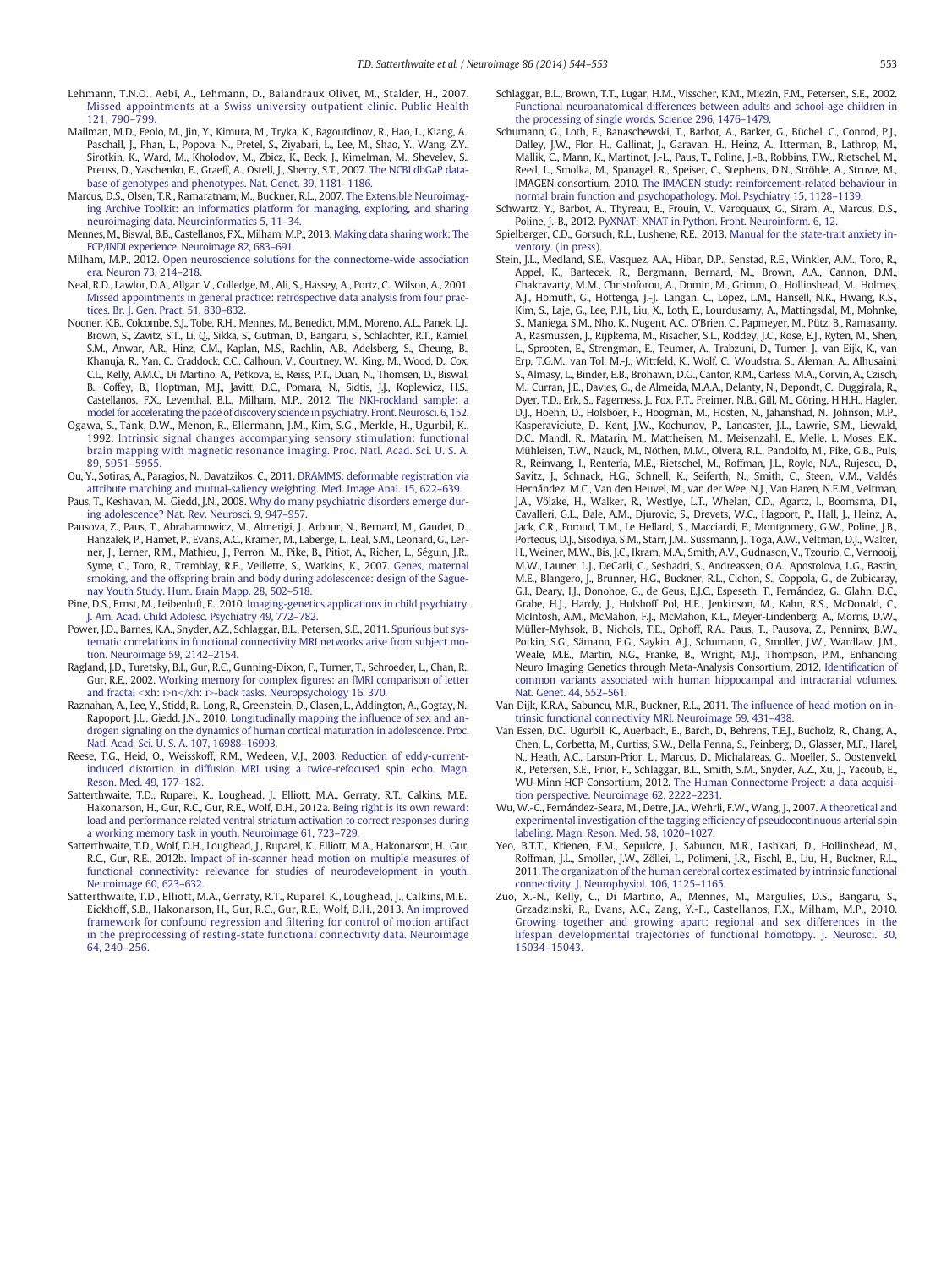Lehmann, T.N.O., Aebi, A., Lehmann, D., Balandraux Olivet, M., Stalder, H., 2007. Missed appointments at a Swiss university outpatient clinic. Public Health 121, 790–799.

Mailman, M.D., Feolo, M., Jin, Y., Kimura, M., Tryka, K., Bagoutdinov, R., Hao, L., Kiang, A., Paschall, J., Phan, L., Popova, N., Pretel, S., Ziyabari, L., Lee, M., Shao, Y., Wang, Z.Y., Sirotkin, K., Ward, M., Kholodov, M., Zbicz, K., Beck, J., Kimelman, M., Shevelev, S., Preuss, D., Yaschenko, E., Graeff, A., Ostell, J., Sherry, S.T., 2007. The NCBI dbGaP database of genotypes and phenotypes. Nat. Genet. 39, 1181–1186.

Marcus, D.S., Olsen, T.R., Ramaratnam, M., Buckner, R.L., 2007. The Extensible Neuroimaging Archive Toolkit: an informatics platform for managing, exploring, and sharing neuroimaging data. Neuroinformatics 5, 11–34.

Mennes, M., Biswal, B.B., Castellanos, F.X., Milham, M.P., 2013. Making data sharing work: The FCP/INDI experience. Neuroimage 82, 683–691.

Milham, M.P., 2012. Open neuroscience solutions for the connectome-wide association era. Neuron 73, 214–218.

Neal, R.D., Lawlor, D.A., Allgar, V., Colledge, M., Ali, S., Hassey, A., Portz, C., Wilson, A., 2001. Missed appointments in general practice: retrospective data analysis from four practices. Br. J. Gen. Pract. 51, 830–832.

Nooner, K.B., Colcombe, S.J., Tobe, R.H., Mennes, M., Benedict, M.M., Moreno, A.L., Panek, L.J., Brown, S., Zavitz, S.T., Li, Q., Sikka, S., Gutman, D., Bangaru, S., Schlachter, R.T., Kamiel, S.M., Anwar, A.R., Hinz, C.M., Kaplan, M.S., Rachlin, A.B., Adelsberg, S., Cheung, B., Khanuja, R., Yan, C., Craddock, C.C., Calhoun, V., Courtney, W., King, M., Wood, D., Cox, C.L., Kelly, A.M.C., Di Martino, A., Petkova, E., Reiss, P.T., Duan, N., Thomsen, D., Biswal, B., Coffey, B., Hoptman, M.J., Javitt, D.C., Pomara, N., Sidtis, J.J., Koplewicz, H.S., Castellanos, F.X., Leventhal, B.L., Milham, M.P., 2012. The NKI-rockland sample: a model for accelerating the pace of discovery science in psychiatry. Front. Neurosci. 6, 152.

Ogawa, S., Tank, D.W., Menon, R., Ellermann, J.M., Kim, S.G., Merkle, H., Ugurbil, K., 1992. Intrinsic signal changes accompanying sensory stimulation: functional brain mapping with magnetic resonance imaging. Proc. Natl. Acad. Sci. U. S. A. 89, 5951–5955.

Ou, Y., Sotiras, A., Paragios, N., Davatzikos, C., 2011. DRAMMS: deformable registration via attribute matching and mutual-saliency weighting. Med. Image Anal. 15, 622–639.

Paus, T., Keshavan, M., Giedd, J.N., 2008. Why do many psychiatric disorders emerge during adolescence? Nat. Rev. Neurosci. 9, 947–957.

Pausova, Z., Paus, T., Abrahamowicz, M., Almerigi, J., Arbour, N., Bernard, M., Gaudet, D., Hanzalek, P., Hamet, P., Evans, A.C., Kramer, M., Laberge, L., Leal, S.M., Leonard, G., Lerner, J., Lerner, R.M., Mathieu, J., Perron, M., Pike, B., Pitiot, A., Richer, L., Séguin, J.R., Syme, C., Toro, R., Tremblay, R.E., Veillette, S., Watkins, K., 2007. Genes, maternal smoking, and the offspring brain and body during adolescence: design of the Saguenay Youth Study. Hum. Brain Mapp. 28, 502–518.

Pine, D.S., Ernst, M., Leibenluft, E., 2010. Imaging-genetics applications in child psychiatry. J. Am. Acad. Child Adolesc. Psychiatry 49, 772–782.

Power, J.D., Barnes, K.A., Snyder, A.Z., Schlaggar, B.L., Petersen, S.E., 2011. Spurious but systematic correlations in functional connectivity MRI networks arise from subject motion. Neuroimage 59, 2142–2154.

Ragland, J.D., Turetsky, B.I., Gur, R.C., Gunning-Dixon, F., Turner, T., Schroeder, L., Chan, R., Gur, R.E., 2002. Working memory for complex figures: an fMRI comparison of letter and fractal <xh: i>n</xh: i>-back tasks. Neuropsychology 16, 370.

Raznahan, A., Lee, Y., Stidd, R., Long, R., Greenstein, D., Clasen, L., Addington, A., Gogtay, N., Rapoport, J.L., Giedd, J.N., 2010. Longitudinally mapping the influence of sex and androgen signaling on the dynamics of human cortical maturation in adolescence. Proc. Natl. Acad. Sci. U. S. A. 107, 16988–16993.

Reese, T.G., Heid, O., Weisskoff, R.M., Wedeen, V.J., 2003. Reduction of eddy-current-induced distortion in diffusion MRI using a twice-refocused spin echo. Magn. Reson. Med. 49, 177–182.

Satterthwaite, T.D., Ruparel, K., Loughead, J., Elliott, M.A., Gerraty, R.T., Calkins, M.E., Hakonarson, H., Gur, R.C., Gur, R.E., Wolf, D.H., 2012a. Being right is its own reward: load and performance related ventral striatum activation to correct responses during a working memory task in youth. Neuroimage 61, 723–729.

Satterthwaite, T.D., Wolf, D.H., Loughead, J., Ruparel, K., Elliott, M.A., Hakonarson, H., Gur, R.C., Gur, R.E., 2012b. Impact of in-scanner head motion on multiple measures of functional connectivity: relevance for studies of neurodevelopment in youth. Neuroimage 60, 623–632.

Satterthwaite, T.D., Elliott, M.A., Gerraty, R.T., Ruparel, K., Loughead, J., Calkins, M.E., Eickhoff, S.B., Hakonarson, H., Gur, R.C., Gur, R.E., Wolf, D.H., 2013. An improved framework for confound regression and filtering for control of motion artifact in the preprocessing of resting-state functional connectivity data. Neuroimage 64, 240–256.

Schlaggar, B.L., Brown, T.T., Lugar, H.M., Visscher, K.M., Miezin, F.M., Petersen, S.E., 2002. Functional neuroanatomical differences between adults and school-age children in the processing of single words. Science 296, 1476–1479.

Schumann, G., Loth, E., Banaschewski, T., Barbot, A., Barker, G., Büchel, C., Conrod, P.J., Dalley, J.W., Flor, H., Gallinat, J., Garavan, H., Heinz, A., Itterman, B., Lathrop, M., Mallik, C., Mann, K., Martinot, J.-L., Paus, T., Poline, J.-B., Robbins, T.W., Rietschel, M., Reed, L., Smolka, M., Spanagel, R., Speiser, C., Stephens, D.N., Ströhle, A., Struve, M., IMAGEN consortium, 2010. The IMAGEN study: reinforcement-related behaviour in normal brain function and psychopathology. Mol. Psychiatry 15, 1128–1139.

Schwartz, Y., Barbot, A., Thyreau, B., Frouin, V., Varoquaux, G., Siram, A., Marcus, D.S., Poline, J.-B., 2012. PyXNAT: XNAT in Python. Front. Neuroinform. 6, 12.

Spielberger, C.D., Gorsuch, R.L., Lushene, R.E., 2013. Manual for the state-trait anxiety inventory. (in press).

Stein, J.L., Medland, S.E., Vasquez, A.A., Hibar, D.P., Senstad, R.E., Winkler, A.M., Toro, R., Appel, K., Bartecek, R., Bergmann, Bernard, M., Brown, A.A., Cannon, D.M., Chakravarty, M.M., Christoforou, A., Domin, M., Grimm, O., Hollinshead, M., Holmes, A.J., Homuth, G., Hottenga, J.-J., Langan, C., Lopez, L.M., Hansell, N.K., Hwang, K.S., Kim, S., Laje, G., Lee, P.H., Liu, X., Loth, E., Lourdusamy, A., Mattingsdal, M., Mohnke, S., Maniega, S.M., Nho, K., Nugent, A.C., O'Brien, C., Papmeyer, M., Pütz, B., Ramasamy, A., Rasmussen, J., Rijpkema, M., Risacher, S.L., Roddey, J.C., Rose, E.J., Ryten, M., Shen, L., Sprooten, E., Strengman, E., Teumer, A., Trabzuni, D., Turner, J., van Eijk, K., van Erp, T.G.M., van Tol, M.-J., Wittfeld, K., Wolf, C., Woudstra, S., Aleman, A., Alhusaini, S., Almasy, L., Binder, E.B., Brohawn, D.G., Cantor, R.M., Carless, M.A., Corvin, A., Czisch, M., Curran, J.E., Davies, G., de Almeida, M.A.A., Delanty, N., Depondt, C., Duggirala, R., Dyer, T.D., Erk, S., Fagerness, J., Fox, P.T., Freimer, N.B., Gill, M., Göring, H.H.H., Hagler, D.J., Hoehn, D., Holsboer, F., Hoogman, M., Hosten, N., Jahanshad, N., Johnson, M.P., Kasperaviciute, D., Kent, J.W., Kochunov, P., Lancaster, J.L., Lawrie, S.M., Liewald, D.C., Mandl, R., Matarin, M., Mattheisen, M., Meisenzahl, E., Melle, I., Moses, E.K., Mühleisen, T.W., Nauck, M., Nöthen, M.M., Olvera, R.L., Pandolfo, M., Pike, G.B., Puls, R., Reinvang, I., Rentería, M.E., Rietschel, M., Roffman, J.L., Royle, N.A., Rujescu, D., Savitz, J., Schnack, H.G., Schnell, K., Seiferth, N., Smith, C., Steen, V.M., Valdés Hernández, M.C., Van den Heuvel, M., van der Wee, N.J., Van Haren, N.E.M., Veltman, J.A., Völzke, H., Walker, R., Westlye, L.T., Whelan, C.D., Agartz, I., Boomsma, D.I., Cavalleri, G.L., Dale, A.M., Djurovic, S., Drevets, W.C., Hagoort, P., Hall, J., Heinz, A., Jack, C.R., Foroud, T.M., Le Hellard, S., Macciardi, F., Montgomery, G.W., Poline, J.B., Porteous, D.J., Sisodiya, S.M., Starr, J.M., Sussmann, J., Toga, A.W., Veltman, D.J., Walter, H., Weiner, M.W., Bis, J.C., Ikram, M.A., Smith, A.V., Gudnason, V., Tzourio, C., Vernooij, M.W., Launer, L.J., DeCarli, C., Seshadri, S., Andreassen, O.A., Apostolova, L.G., Bastin, M.E., Blangero, J., Brunner, H.G., Buckner, R.L., Cichon, S., Coppola, G., de Zubicaray, G.I., Deary, I.J., Donohoe, G., de Geus, E.J.C., Espeseth, T., Fernández, G., Glahn, D.C., Grabe, H.J., Hardy, J., Hulshoff Pol, H.E., Jenkinson, M., Kahn, R.S., McDonald, C., McIntosh, A.M., McMahon, F.J., McMahon, K.L., Meyer-Lindenberg, A., Morris, D.W., Müller-Myhsok, B., Nichols, T.E., Ophoff, R.A., Paus, T., Pausova, Z., Penninx, B.W., Potkin, S.G., Sämann, P.G., Saykin, A.J., Schumann, G., Smoller, J.W., Wardlaw, J.M., Weale, M.E., Martin, N.G., Franke, B., Wright, M.J., Thompson, P.M., Enhancing Neuro Imaging Genetics through Meta-Analysis Consortium, 2012. Identification of common variants associated with human hippocampal and intracranial volumes. Nat. Genet. 44, 552–561.

Van Dijk, K.R.A., Sabuncu, M.R., Buckner, R.L., 2011. The influence of head motion on intrinsic functional connectivity MRI. Neuroimage 59, 431–438.

Van Essen, D.C., Ugurbil, K., Auerbach, E., Barch, D., Behrens, T.E.J., Bucholz, R., Chang, A., Chen, L., Corbetta, M., Curtiss, S.W., Della Penna, S., Feinberg, D., Glasser, M.F., Harel, N., Heath, A.C., Larson-Prior, L., Marcus, D., Michalareas, G., Moeller, S., Oostenveld, R., Petersen, S.E., Prior, F., Schlaggar, B.L., Smith, S.M., Snyder, A.Z., Xu, J., Yacoub, E., WU-Minn HCP Consortium, 2012. The Human Connectome Project: a data acquisition perspective. Neuroimage 62, 2222–2231.

Wu, W.-C., Fernández-Seara, M., Detre, J.A., Wehrli, F.W., Wang, J., 2007. A theoretical and experimental investigation of the tagging efficiency of pseudocontinuous arterial spin labeling. Magn. Reson. Med. 58, 1020–1027.

Yeo, B.T.T., Krienen, F.M., Sepulcre, J., Sabuncu, M.R., Lashkari, D., Hollinshead, M., Roffman, J.L., Smoller, J.W., Zöllei, L., Polimeni, J.R., Fischl, B., Liu, H., Buckner, R.L., 2011. The organization of the human cerebral cortex estimated by intrinsic functional connectivity. J. Neurophysiol. 106, 1125–1165.

Zuo, X.-N., Kelly, C., Di Martino, A., Mennes, M., Margulies, D.S., Bangaru, S., Grzadzinski, R., Evans, A.C., Zang, Y.-F., Castellanos, F.X., Milham, M.P., 2010. Growing together and growing apart: regional and sex differences in the lifespan developmental trajectories of functional homotopy. J. Neurosci. 30, 15034–15043.